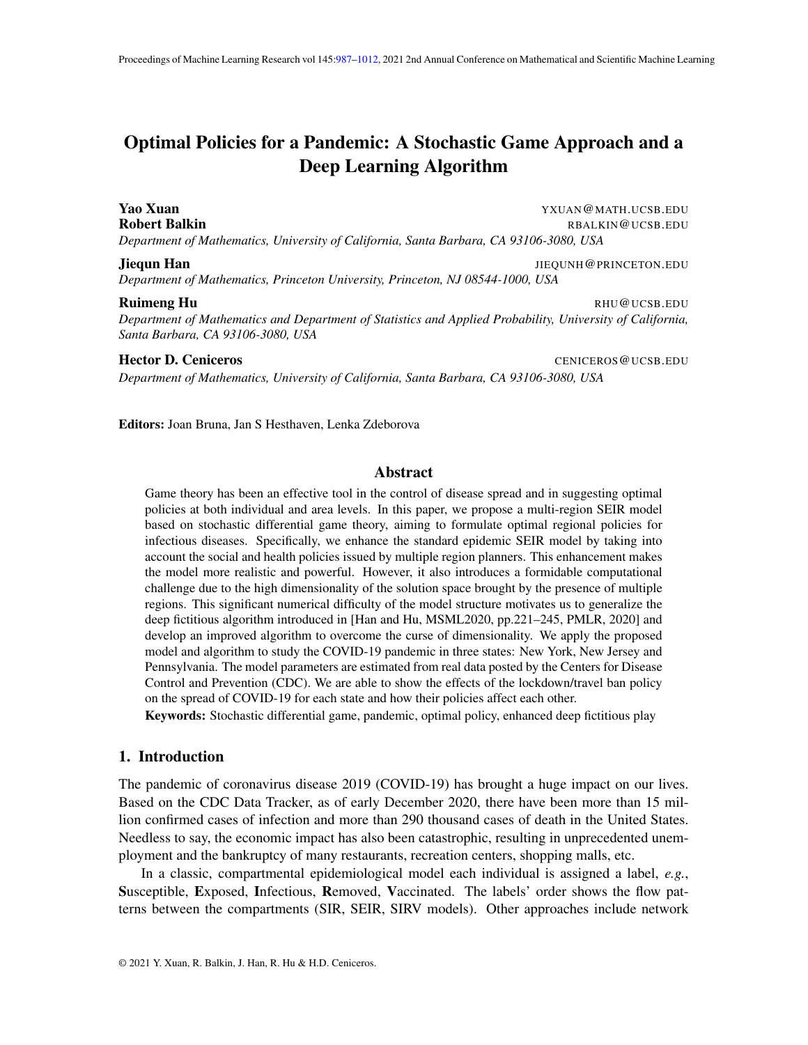# Optimal Policies for a Pandemic: A Stochastic Game Approach and a Deep Learning Algorithm

**Yao Xuan** YXUAN@MATH.UCSB.EDU
**Robert Balkin** RBALKIN@UCSB.EDU
*Department of Mathematics, University of California, Santa Barbara, CA 93106-3080, USA*

**Jiequn Han** JIEQUNH@PRINCETON.EDU
*Department of Mathematics, Princeton University, Princeton, NJ 08544-1000, USA*

**Ruimeng Hu** RHU@UCSB.EDU
*Department of Mathematics and Department of Statistics and Applied Probability, University of California, Santa Barbara, CA 93106-3080, USA*

**Hector D. Ceniceros** CENICEROS@UCSB.EDU
*Department of Mathematics, University of California, Santa Barbara, CA 93106-3080, USA*

**Editors:** Joan Bruna, Jan S Hesthaven, Lenka Zdeborova

## Abstract

Game theory has been an effective tool in the control of disease spread and in suggesting optimal policies at both individual and area levels. In this paper, we propose a multi-region SEIR model based on stochastic differential game theory, aiming to formulate optimal regional policies for infectious diseases. Specifically, we enhance the standard epidemic SEIR model by taking into account the social and health policies issued by multiple region planners. This enhancement makes the model more realistic and powerful. However, it also introduces a formidable computational challenge due to the high dimensionality of the solution space brought by the presence of multiple regions. This significant numerical difficulty of the model structure motivates us to generalize the deep fictitious algorithm introduced in [Han and Hu, MSML2020, pp.221–245, PMLR, 2020] and develop an improved algorithm to overcome the curse of dimensionality. We apply the proposed model and algorithm to study the COVID-19 pandemic in three states: New York, New Jersey and Pennsylvania. The model parameters are estimated from real data posted by the Centers for Disease Control and Prevention (CDC). We are able to show the effects of the lockdown/travel ban policy on the spread of COVID-19 for each state and how their policies affect each other.

**Keywords:** Stochastic differential game, pandemic, optimal policy, enhanced deep fictitious play

## 1. Introduction

The pandemic of coronavirus disease 2019 (COVID-19) has brought a huge impact on our lives. Based on the CDC Data Tracker, as of early December 2020, there have been more than 15 million confirmed cases of infection and more than 290 thousand cases of death in the United States. Needless to say, the economic impact has also been catastrophic, resulting in unprecedented unemployment and the bankruptcy of many restaurants, recreation centers, shopping malls, etc.

In a classic, compartmental epidemiological model each individual is assigned a label, *e.g.*, **S**usceptible, **E**xposed, **I**nfectious, **R**emoved, **V**accinated. The labels' order shows the flow patterns between the compartments (SIR, SEIR, SIRV models). Other approaches include network

© 2021 Y. Xuan, R. Balkin, J. Han, R. Hu & H.D. Ceniceros.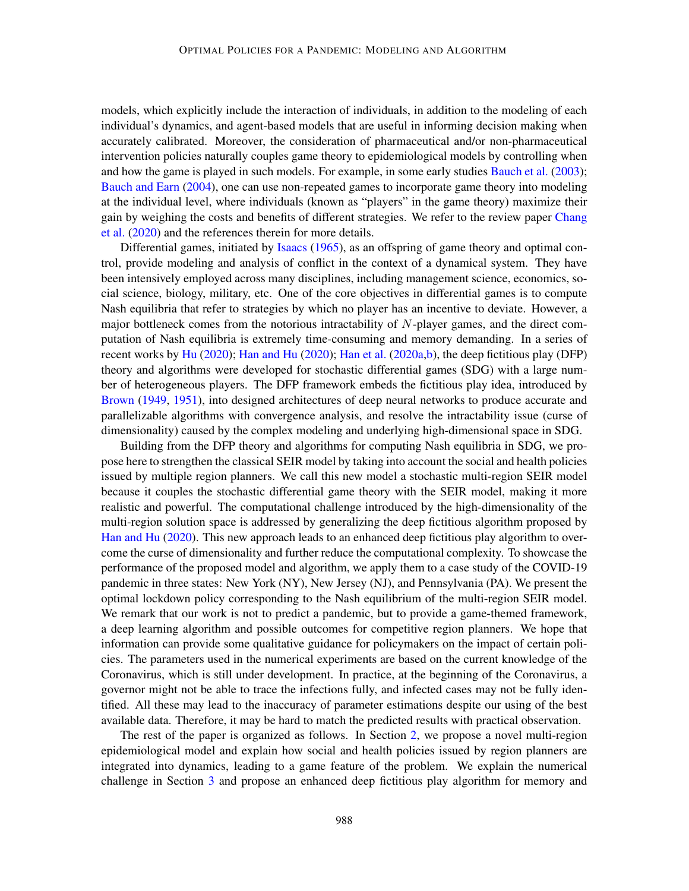models, which explicitly include the interaction of individuals, in addition to the modeling of each individual's dynamics, and agent-based models that are useful in informing decision making when accurately calibrated. Moreover, the consideration of pharmaceutical and/or non-pharmaceutical intervention policies naturally couples game theory to epidemiological models by controlling when and how the game is played in such models. For example, in some early studies Bauch et al. (2003); Bauch and Earn (2004), one can use non-repeated games to incorporate game theory into modeling at the individual level, where individuals (known as "players" in the game theory) maximize their gain by weighing the costs and benefits of different strategies. We refer to the review paper Chang et al. (2020) and the references therein for more details.

Differential games, initiated by Isaacs (1965), as an offspring of game theory and optimal control, provide modeling and analysis of conflict in the context of a dynamical system. They have been intensively employed across many disciplines, including management science, economics, social science, biology, military, etc. One of the core objectives in differential games is to compute Nash equilibria that refer to strategies by which no player has an incentive to deviate. However, a major bottleneck comes from the notorious intractability of $N$-player games, and the direct computation of Nash equilibria is extremely time-consuming and memory demanding. In a series of recent works by Hu (2020); Han and Hu (2020); Han et al. (2020a,b), the deep fictitious play (DFP) theory and algorithms were developed for stochastic differential games (SDG) with a large number of heterogeneous players. The DFP framework embeds the fictitious play idea, introduced by Brown (1949, 1951), into designed architectures of deep neural networks to produce accurate and parallelizable algorithms with convergence analysis, and resolve the intractability issue (curse of dimensionality) caused by the complex modeling and underlying high-dimensional space in SDG.

Building from the DFP theory and algorithms for computing Nash equilibria in SDG, we propose here to strengthen the classical SEIR model by taking into account the social and health policies issued by multiple region planners. We call this new model a stochastic multi-region SEIR model because it couples the stochastic differential game theory with the SEIR model, making it more realistic and powerful. The computational challenge introduced by the high-dimensionality of the multi-region solution space is addressed by generalizing the deep fictitious algorithm proposed by Han and Hu (2020). This new approach leads to an enhanced deep fictitious play algorithm to overcome the curse of dimensionality and further reduce the computational complexity. To showcase the performance of the proposed model and algorithm, we apply them to a case study of the COVID-19 pandemic in three states: New York (NY), New Jersey (NJ), and Pennsylvania (PA). We present the optimal lockdown policy corresponding to the Nash equilibrium of the multi-region SEIR model. We remark that our work is not to predict a pandemic, but to provide a game-themed framework, a deep learning algorithm and possible outcomes for competitive region planners. We hope that information can provide some qualitative guidance for policymakers on the impact of certain policies. The parameters used in the numerical experiments are based on the current knowledge of the Coronavirus, which is still under development. In practice, at the beginning of the Coronavirus, a governor might not be able to trace the infections fully, and infected cases may not be fully identified. All these may lead to the inaccuracy of parameter estimations despite our using of the best available data. Therefore, it may be hard to match the predicted results with practical observation.

The rest of the paper is organized as follows. In Section 2, we propose a novel multi-region epidemiological model and explain how social and health policies issued by region planners are integrated into dynamics, leading to a game feature of the problem. We explain the numerical challenge in Section 3 and propose an enhanced deep fictitious play algorithm for memory and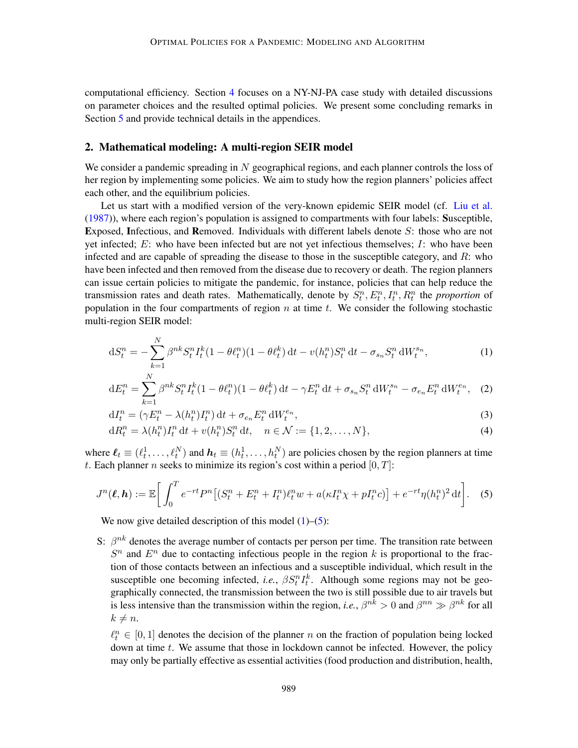computational efficiency. Section 4 focuses on a NY-NJ-PA case study with detailed discussions on parameter choices and the resulted optimal policies. We present some concluding remarks in Section 5 and provide technical details in the appendices.

## 2. Mathematical modeling: A multi-region SEIR model

We consider a pandemic spreading in $N$ geographical regions, and each planner controls the loss of her region by implementing some policies. We aim to study how the region planners' policies affect each other, and the equilibrium policies.

Let us start with a modified version of the very-known epidemic SEIR model (cf. Liu et al. (1987)), where each region's population is assigned to compartments with four labels: **S**usceptible, **E**xposed, **I**nfectious, and **R**emoved. Individuals with different labels denote $S$: those who are not yet infected; $E$: who have been infected but are not yet infectious themselves; $I$: who have been infected and are capable of spreading the disease to those in the susceptible category, and $R$: who have been infected and then removed from the disease due to recovery or death. The region planners can issue certain policies to mitigate the pandemic, for instance, policies that can help reduce the transmission rates and death rates. Mathematically, denote by $S_t^n, E_t^n, I_t^n, R_t^n$ the *proportion* of population in the four compartments of region $n$ at time $t$. We consider the following stochastic multi-region SEIR model:

$$\mathrm{d}S_t^n = -\sum_{k=1}^{N} \beta^{nk} S_t^n I_t^k (1-\theta \ell_t^n)(1-\theta \ell_t^k)\,\mathrm{d}t - v(h_t^n) S_t^n\,\mathrm{d}t - \sigma_{s_n} S_t^n\,\mathrm{d}W_t^{s_n}, \tag{1}$$

$$\mathrm{d}E_t^n = \sum_{k=1}^{N} \beta^{nk} S_t^n I_t^k (1-\theta \ell_t^n)(1-\theta \ell_t^k)\,\mathrm{d}t - \gamma E_t^n\,\mathrm{d}t + \sigma_{s_n} S_t^n\,\mathrm{d}W_t^{s_n} - \sigma_{e_n} E_t^n\,\mathrm{d}W_t^{e_n}, \tag{2}$$

$$\mathrm{d}I_t^n = (\gamma E_t^n - \lambda(h_t^n) I_t^n)\,\mathrm{d}t + \sigma_{e_n} E_t^n\,\mathrm{d}W_t^{e_n}, \tag{3}$$

$$\mathrm{d}R_t^n = \lambda(h_t^n) I_t^n\,\mathrm{d}t + v(h_t^n) S_t^n\,\mathrm{d}t, \quad n \in \mathcal{N} := \{1, 2, \ldots, N\}, \tag{4}$$

where $\boldsymbol{\ell}_t \equiv (\ell_t^1, \ldots, \ell_t^N)$ and $\boldsymbol{h}_t \equiv (h_t^1, \ldots, h_t^N)$ are policies chosen by the region planners at time $t$. Each planner $n$ seeks to minimize its region's cost within a period $[0, T]$:

$$J^n(\boldsymbol{\ell}, \boldsymbol{h}) := \mathbb{E}\bigg[\int_0^T e^{-rt} P^n \big[(S_t^n + E_t^n + I_t^n)\ell_t^n w + a(\kappa I_t^n \chi + p I_t^n c)\big] + e^{-rt}\eta (h_t^n)^2\,\mathrm{d}t\bigg]. \tag{5}$$

We now give detailed description of this model (1)–(5):

S: $\beta^{nk}$ denotes the average number of contacts per person per time. The transition rate between $S^n$ and $E^n$ due to contacting infectious people in the region $k$ is proportional to the fraction of those contacts between an infectious and a susceptible individual, which result in the susceptible one becoming infected, *i.e.*, $\beta S_t^n I_t^k$. Although some regions may not be geographically connected, the transmission between the two is still possible due to air travels but is less intensive than the transmission within the region, *i.e.*, $\beta^{nk} > 0$ and $\beta^{nn} \gg \beta^{nk}$ for all $k \neq n$.

$\ell_t^n \in [0, 1]$ denotes the decision of the planner $n$ on the fraction of population being locked down at time $t$. We assume that those in lockdown cannot be infected. However, the policy may only be partially effective as essential activities (food production and distribution, health,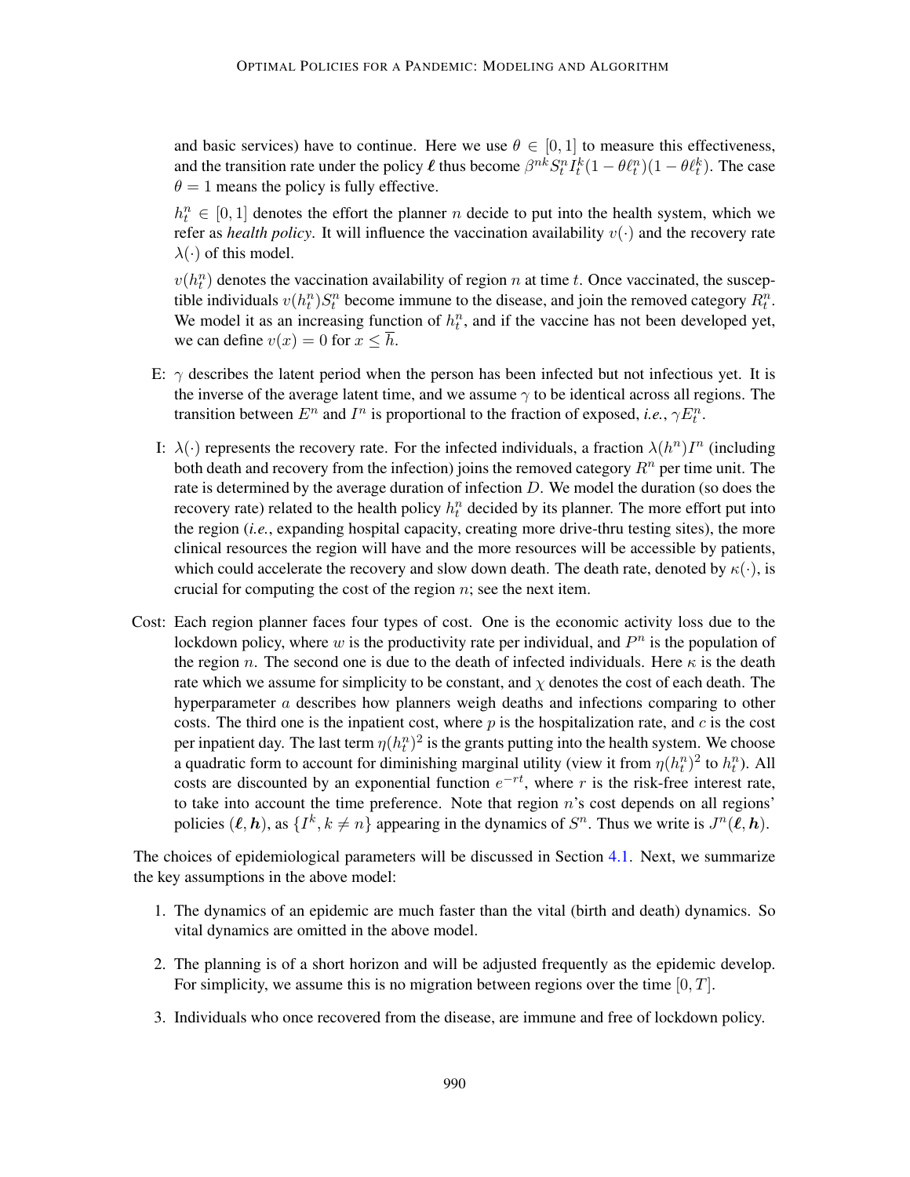and basic services) have to continue. Here we use $\theta \in [0,1]$ to measure this effectiveness, and the transition rate under the policy $\boldsymbol{\ell}$ thus become $\beta^{nk} S_t^n I_t^k (1-\theta \ell_t^n)(1-\theta \ell_t^k)$. The case $\theta = 1$ means the policy is fully effective.

$h_t^n \in [0,1]$ denotes the effort the planner $n$ decide to put into the health system, which we refer as *health policy*. It will influence the vaccination availability $v(\cdot)$ and the recovery rate $\lambda(\cdot)$ of this model.

$v(h_t^n)$ denotes the vaccination availability of region $n$ at time $t$. Once vaccinated, the susceptible individuals $v(h_t^n) S_t^n$ become immune to the disease, and join the removed category $R_t^n$. We model it as an increasing function of $h_t^n$, and if the vaccine has not been developed yet, we can define $v(x) = 0$ for $x \leq \overline{h}$.

- E: $\gamma$ describes the latent period when the person has been infected but not infectious yet. It is the inverse of the average latent time, and we assume $\gamma$ to be identical across all regions. The transition between $E^n$ and $I^n$ is proportional to the fraction of exposed, *i.e.*, $\gamma E_t^n$.

- I: $\lambda(\cdot)$ represents the recovery rate. For the infected individuals, a fraction $\lambda(h^n) I^n$ (including both death and recovery from the infection) joins the removed category $R^n$ per time unit. The rate is determined by the average duration of infection $D$. We model the duration (so does the recovery rate) related to the health policy $h_t^n$ decided by its planner. The more effort put into the region (*i.e.*, expanding hospital capacity, creating more drive-thru testing sites), the more clinical resources the region will have and the more resources will be accessible by patients, which could accelerate the recovery and slow down death. The death rate, denoted by $\kappa(\cdot)$, is crucial for computing the cost of the region $n$; see the next item.

- Cost: Each region planner faces four types of cost. One is the economic activity loss due to the lockdown policy, where $w$ is the productivity rate per individual, and $P^n$ is the population of the region $n$. The second one is due to the death of infected individuals. Here $\kappa$ is the death rate which we assume for simplicity to be constant, and $\chi$ denotes the cost of each death. The hyperparameter $a$ describes how planners weigh deaths and infections comparing to other costs. The third one is the inpatient cost, where $p$ is the hospitalization rate, and $c$ is the cost per inpatient day. The last term $\eta (h_t^n)^2$ is the grants putting into the health system. We choose a quadratic form to account for diminishing marginal utility (view it from $\eta (h_t^n)^2$ to $h_t^n$). All costs are discounted by an exponential function $e^{-rt}$, where $r$ is the risk-free interest rate, to take into account the time preference. Note that region $n$'s cost depends on all regions' policies $(\boldsymbol{\ell}, \boldsymbol{h})$, as $\{I^k, k \neq n\}$ appearing in the dynamics of $S^n$. Thus we write is $J^n(\boldsymbol{\ell}, \boldsymbol{h})$.

The choices of epidemiological parameters will be discussed in Section 4.1. Next, we summarize the key assumptions in the above model:

1. The dynamics of an epidemic are much faster than the vital (birth and death) dynamics. So vital dynamics are omitted in the above model.
2. The planning is of a short horizon and will be adjusted frequently as the epidemic develop. For simplicity, we assume this is no migration between regions over the time $[0,T]$.
3. Individuals who once recovered from the disease, are immune and free of lockdown policy.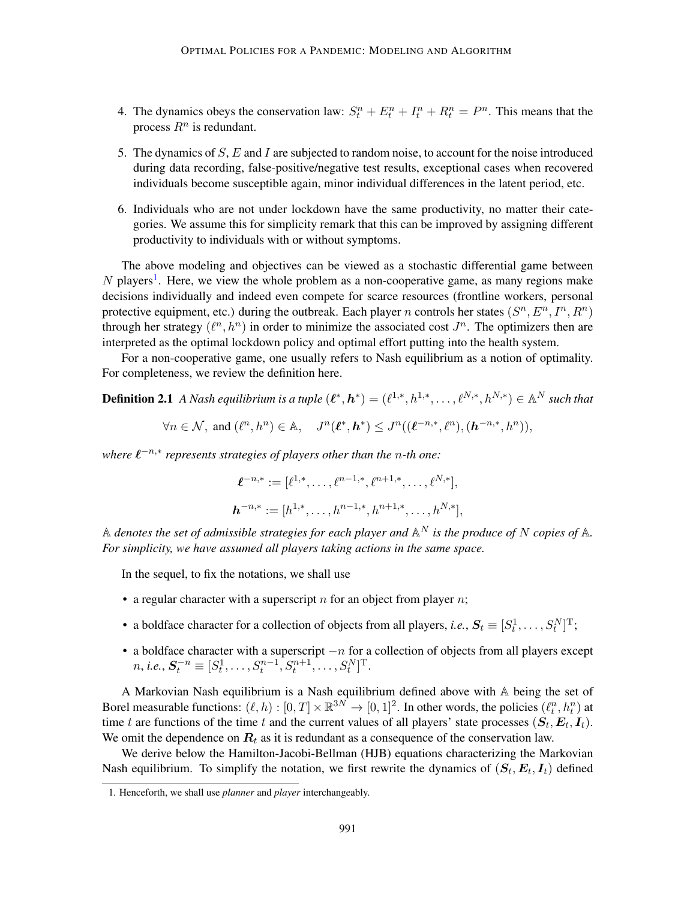4. The dynamics obeys the conservation law: $S_t^n + E_t^n + I_t^n + R_t^n = P^n$. This means that the process $R^n$ is redundant.

5. The dynamics of $S$, $E$ and $I$ are subjected to random noise, to account for the noise introduced during data recording, false-positive/negative test results, exceptional cases when recovered individuals become susceptible again, minor individual differences in the latent period, etc.

6. Individuals who are not under lockdown have the same productivity, no matter their categories. We assume this for simplicity remark that this can be improved by assigning different productivity to individuals with or without symptoms.

The above modeling and objectives can be viewed as a stochastic differential game between $N$ players[1]. Here, we view the whole problem as a non-cooperative game, as many regions make decisions individually and indeed even compete for scarce resources (frontline workers, personal protective equipment, etc.) during the outbreak. Each player $n$ controls her states $(S^n, E^n, I^n, R^n)$ through her strategy $(\ell^n, h^n)$ in order to minimize the associated cost $J^n$. The optimizers then are interpreted as the optimal lockdown policy and optimal effort putting into the health system.

For a non-cooperative game, one usually refers to Nash equilibrium as a notion of optimality. For completeness, we review the definition here.

**Definition 2.1** *A Nash equilibrium is a tuple $(\boldsymbol{\ell}^*, \boldsymbol{h}^*) = (\ell^{1,*}, h^{1,*}, \ldots, \ell^{N,*}, h^{N,*}) \in \mathbb{A}^N$ such that*

$$\forall n \in \mathcal{N}, \text{ and } (\ell^n, h^n) \in \mathbb{A}, \quad J^n(\boldsymbol{\ell}^*, \boldsymbol{h}^*) \leq J^n((\boldsymbol{\ell}^{-n,*}, \ell^n), (\boldsymbol{h}^{-n,*}, h^n)),$$

*where $\boldsymbol{\ell}^{-n,*}$ represents strategies of players other than the $n$-th one:*

$$\boldsymbol{\ell}^{-n,*} := [\ell^{1,*}, \ldots, \ell^{n-1,*}, \ell^{n+1,*}, \ldots, \ell^{N,*}],$$

$$\boldsymbol{h}^{-n,*} := [h^{1,*}, \ldots, h^{n-1,*}, h^{n+1,*}, \ldots, h^{N,*}],$$

*$\mathbb{A}$ denotes the set of admissible strategies for each player and $\mathbb{A}^N$ is the produce of $N$ copies of $\mathbb{A}$. For simplicity, we have assumed all players taking actions in the same space.*

In the sequel, to fix the notations, we shall use

- a regular character with a superscript $n$ for an object from player $n$;
- a boldface character for a collection of objects from all players, *i.e.*, $\boldsymbol{S}_t \equiv [S_t^1, \ldots, S_t^N]^{\mathrm{T}}$;
- a boldface character with a superscript $-n$ for a collection of objects from all players except $n$, *i.e.*, $\boldsymbol{S}_t^{-n} \equiv [S_t^1, \ldots, S_t^{n-1}, S_t^{n+1}, \ldots, S_t^N]^{\mathrm{T}}$.

A Markovian Nash equilibrium is a Nash equilibrium defined above with $\mathbb{A}$ being the set of Borel measurable functions: $(\ell, h) : [0, T] \times \mathbb{R}^{3N} \to [0, 1]^2$. In other words, the policies $(\ell_t^n, h_t^n)$ at time $t$ are functions of the time $t$ and the current values of all players' state processes $(\boldsymbol{S}_t, \boldsymbol{E}_t, \boldsymbol{I}_t)$. We omit the dependence on $\boldsymbol{R}_t$ as it is redundant as a consequence of the conservation law.

We derive below the Hamilton-Jacobi-Bellman (HJB) equations characterizing the Markovian Nash equilibrium. To simplify the notation, we first rewrite the dynamics of $(\boldsymbol{S}_t, \boldsymbol{E}_t, \boldsymbol{I}_t)$ defined

[1] Henceforth, we shall use *planner* and *player* interchangeably.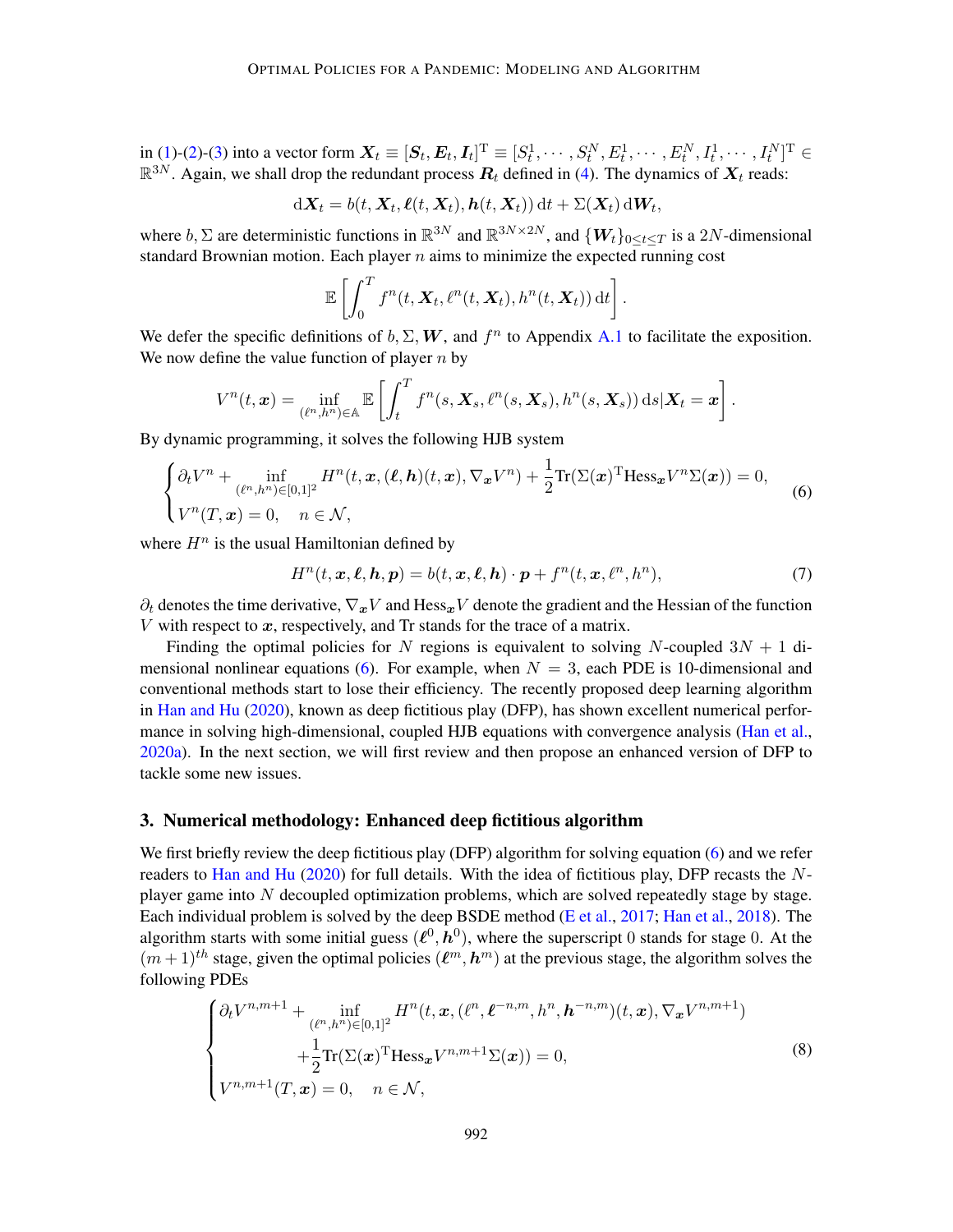in (1)-(2)-(3) into a vector form $\boldsymbol{X}_t \equiv [\boldsymbol{S}_t, \boldsymbol{E}_t, \boldsymbol{I}_t]^{\mathrm{T}} \equiv [S_t^1, \cdots, S_t^N, E_t^1, \cdots, E_t^N, I_t^1, \cdots, I_t^N]^{\mathrm{T}} \in \mathbb{R}^{3N}$. Again, we shall drop the redundant process $\boldsymbol{R}_t$ defined in (4). The dynamics of $\boldsymbol{X}_t$ reads:

$$\mathrm{d}\boldsymbol{X}_t = b(t, \boldsymbol{X}_t, \boldsymbol{\ell}(t, \boldsymbol{X}_t), \boldsymbol{h}(t, \boldsymbol{X}_t))\,\mathrm{d}t + \Sigma(\boldsymbol{X}_t)\,\mathrm{d}\boldsymbol{W}_t,$$

where $b, \Sigma$ are deterministic functions in $\mathbb{R}^{3N}$ and $\mathbb{R}^{3N\times 2N}$, and $\{\boldsymbol{W}_t\}_{0\le t\le T}$ is a $2N$-dimensional standard Brownian motion. Each player $n$ aims to minimize the expected running cost

$$\mathbb{E}\left[\int_0^T f^n(t, \boldsymbol{X}_t, \ell^n(t, \boldsymbol{X}_t), h^n(t, \boldsymbol{X}_t))\,\mathrm{d}t\right].$$

We defer the specific definitions of $b, \Sigma, \boldsymbol{W}$, and $f^n$ to Appendix A.1 to facilitate the exposition. We now define the value function of player $n$ by

$$V^n(t, \boldsymbol{x}) = \inf_{(\ell^n, h^n)\in\mathbb{A}} \mathbb{E}\left[\int_t^T f^n(s, \boldsymbol{X}_s, \ell^n(s, \boldsymbol{X}_s), h^n(s, \boldsymbol{X}_s))\,\mathrm{d}s | \boldsymbol{X}_t = \boldsymbol{x}\right].$$

By dynamic programming, it solves the following HJB system

$$\begin{cases} \partial_t V^n + \inf\limits_{(\ell^n, h^n)\in[0,1]^2} H^n(t, \boldsymbol{x}, (\boldsymbol{\ell}, \boldsymbol{h})(t, \boldsymbol{x}), \nabla_{\boldsymbol{x}} V^n) + \dfrac{1}{2}\mathrm{Tr}(\Sigma(\boldsymbol{x})^{\mathrm{T}}\mathrm{Hess}_{\boldsymbol{x}} V^n \Sigma(\boldsymbol{x})) = 0, \\ V^n(T, \boldsymbol{x}) = 0, \quad n \in \mathcal{N}, \end{cases} \tag{6}$$

where $H^n$ is the usual Hamiltonian defined by

$$H^n(t, \boldsymbol{x}, \boldsymbol{\ell}, \boldsymbol{h}, \boldsymbol{p}) = b(t, \boldsymbol{x}, \boldsymbol{\ell}, \boldsymbol{h}) \cdot \boldsymbol{p} + f^n(t, \boldsymbol{x}, \ell^n, h^n), \tag{7}$$

$\partial_t$ denotes the time derivative, $\nabla_{\boldsymbol{x}} V$ and $\mathrm{Hess}_{\boldsymbol{x}} V$ denote the gradient and the Hessian of the function $V$ with respect to $\boldsymbol{x}$, respectively, and Tr stands for the trace of a matrix.

Finding the optimal policies for $N$ regions is equivalent to solving $N$-coupled $3N+1$ dimensional nonlinear equations (6). For example, when $N = 3$, each PDE is 10-dimensional and conventional methods start to lose their efficiency. The recently proposed deep learning algorithm in Han and Hu (2020), known as deep fictitious play (DFP), has shown excellent numerical performance in solving high-dimensional, coupled HJB equations with convergence analysis (Han et al., 2020a). In the next section, we will first review and then propose an enhanced version of DFP to tackle some new issues.

## 3. Numerical methodology: Enhanced deep fictitious algorithm

We first briefly review the deep fictitious play (DFP) algorithm for solving equation (6) and we refer readers to Han and Hu (2020) for full details. With the idea of fictitious play, DFP recasts the $N$-player game into $N$ decoupled optimization problems, which are solved repeatedly stage by stage. Each individual problem is solved by the deep BSDE method (E et al., 2017; Han et al., 2018). The algorithm starts with some initial guess $(\boldsymbol{\ell}^0, \boldsymbol{h}^0)$, where the superscript 0 stands for stage 0. At the $(m+1)^{th}$ stage, given the optimal policies $(\boldsymbol{\ell}^m, \boldsymbol{h}^m)$ at the previous stage, the algorithm solves the following PDEs

$$\begin{cases} \partial_t V^{n,m+1} + \inf\limits_{(\ell^n, h^n)\in[0,1]^2} H^n(t, \boldsymbol{x}, (\ell^n, \boldsymbol{\ell}^{-n,m}, h^n, \boldsymbol{h}^{-n,m})(t, \boldsymbol{x}), \nabla_{\boldsymbol{x}} V^{n,m+1}) \\ \qquad\qquad + \dfrac{1}{2}\mathrm{Tr}(\Sigma(\boldsymbol{x})^{\mathrm{T}}\mathrm{Hess}_{\boldsymbol{x}} V^{n,m+1}\Sigma(\boldsymbol{x})) = 0, \\ V^{n,m+1}(T, \boldsymbol{x}) = 0, \quad n \in \mathcal{N}, \end{cases} \tag{8}$$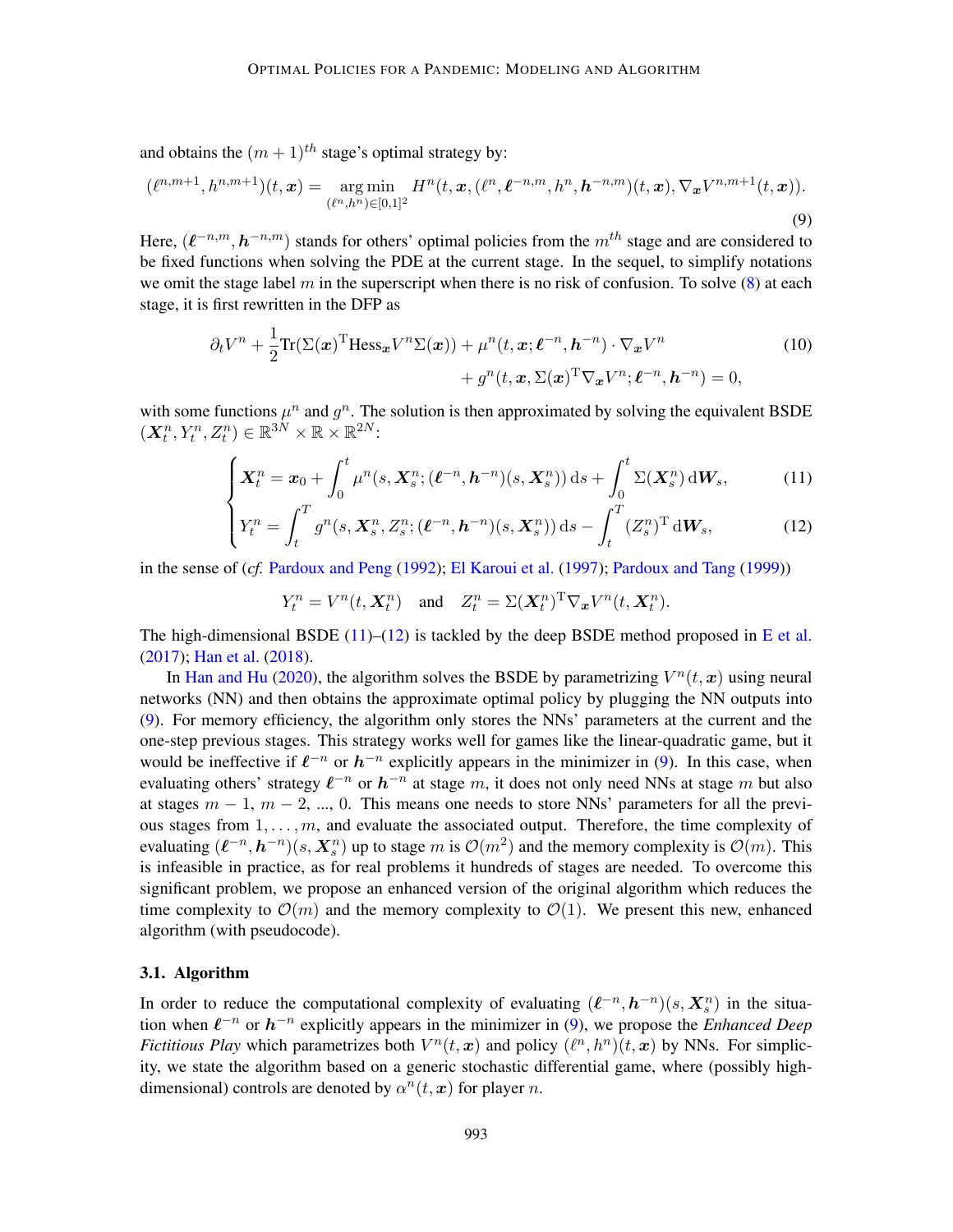and obtains the $(m+1)^{th}$ stage's optimal strategy by:

$$
(\ell^{n,m+1}, h^{n,m+1})(t, \boldsymbol{x}) = \underset{(\ell^n, h^n) \in [0,1]^2}{\arg\min} \; H^n(t, \boldsymbol{x}, (\ell^n, \boldsymbol{\ell}^{-n,m}, h^n, \boldsymbol{h}^{-n,m})(t, \boldsymbol{x}), \nabla_{\boldsymbol{x}} V^{n,m+1}(t, \boldsymbol{x})). \tag{9}
$$

Here, $(\boldsymbol{\ell}^{-n,m}, \boldsymbol{h}^{-n,m})$ stands for others' optimal policies from the $m^{th}$ stage and are considered to be fixed functions when solving the PDE at the current stage. In the sequel, to simplify notations we omit the stage label $m$ in the superscript when there is no risk of confusion. To solve (8) at each stage, it is first rewritten in the DFP as

$$
\begin{aligned}
\partial_t V^n + \frac{1}{2}\mathrm{Tr}(\Sigma(\boldsymbol{x})^{\mathrm{T}} \mathrm{Hess}_{\boldsymbol{x}} V^n \Sigma(\boldsymbol{x})) + \mu^n(t, \boldsymbol{x}; \boldsymbol{\ell}^{-n}, \boldsymbol{h}^{-n}) \cdot \nabla_{\boldsymbol{x}} V^n \\
+ g^n(t, \boldsymbol{x}, \Sigma(\boldsymbol{x})^{\mathrm{T}} \nabla_{\boldsymbol{x}} V^n; \boldsymbol{\ell}^{-n}, \boldsymbol{h}^{-n}) = 0,
\end{aligned} \tag{10}
$$

with some functions $\mu^n$ and $g^n$. The solution is then approximated by solving the equivalent BSDE $(\boldsymbol{X}_t^n, Y_t^n, Z_t^n) \in \mathbb{R}^{3N} \times \mathbb{R} \times \mathbb{R}^{2N}$:

$$
\begin{cases}
\boldsymbol{X}_t^n = \boldsymbol{x}_0 + \displaystyle\int_0^t \mu^n(s, \boldsymbol{X}_s^n; (\boldsymbol{\ell}^{-n}, \boldsymbol{h}^{-n})(s, \boldsymbol{X}_s^n))\,\mathrm{d}s + \int_0^t \Sigma(\boldsymbol{X}_s^n)\,\mathrm{d}\boldsymbol{W}_s, & (11) \\
Y_t^n = \displaystyle\int_t^T g^n(s, \boldsymbol{X}_s^n, Z_s^n; (\boldsymbol{\ell}^{-n}, \boldsymbol{h}^{-n})(s, \boldsymbol{X}_s^n))\,\mathrm{d}s - \int_t^T (Z_s^n)^{\mathrm{T}}\,\mathrm{d}\boldsymbol{W}_s, & (12)
\end{cases}
$$

in the sense of (*cf.* Pardoux and Peng (1992); El Karoui et al. (1997); Pardoux and Tang (1999))

$$
Y_t^n = V^n(t, \boldsymbol{X}_t^n) \quad \text{and} \quad Z_t^n = \Sigma(\boldsymbol{X}_t^n)^{\mathrm{T}} \nabla_{\boldsymbol{x}} V^n(t, \boldsymbol{X}_t^n).
$$

The high-dimensional BSDE (11)–(12) is tackled by the deep BSDE method proposed in E et al. (2017); Han et al. (2018).

In Han and Hu (2020), the algorithm solves the BSDE by parametrizing $V^n(t, \boldsymbol{x})$ using neural networks (NN) and then obtains the approximate optimal policy by plugging the NN outputs into (9). For memory efficiency, the algorithm only stores the NNs' parameters at the current and the one-step previous stages. This strategy works well for games like the linear-quadratic game, but it would be ineffective if $\boldsymbol{\ell}^{-n}$ or $\boldsymbol{h}^{-n}$ explicitly appears in the minimizer in (9). In this case, when evaluating others' strategy $\boldsymbol{\ell}^{-n}$ or $\boldsymbol{h}^{-n}$ at stage $m$, it does not only need NNs at stage $m$ but also at stages $m-1$, $m-2$, ..., 0. This means one needs to store NNs' parameters for all the previous stages from $1, \ldots, m$, and evaluate the associated output. Therefore, the time complexity of evaluating $(\boldsymbol{\ell}^{-n}, \boldsymbol{h}^{-n})(s, \boldsymbol{X}_s^n)$ up to stage $m$ is $\mathcal{O}(m^2)$ and the memory complexity is $\mathcal{O}(m)$. This is infeasible in practice, as for real problems it hundreds of stages are needed. To overcome this significant problem, we propose an enhanced version of the original algorithm which reduces the time complexity to $\mathcal{O}(m)$ and the memory complexity to $\mathcal{O}(1)$. We present this new, enhanced algorithm (with pseudocode).

### 3.1. Algorithm

In order to reduce the computational complexity of evaluating $(\boldsymbol{\ell}^{-n}, \boldsymbol{h}^{-n})(s, \boldsymbol{X}_s^n)$ in the situation when $\boldsymbol{\ell}^{-n}$ or $\boldsymbol{h}^{-n}$ explicitly appears in the minimizer in (9), we propose the *Enhanced Deep Fictitious Play* which parametrizes both $V^n(t, \boldsymbol{x})$ and policy $(\ell^n, h^n)(t, \boldsymbol{x})$ by NNs. For simplicity, we state the algorithm based on a generic stochastic differential game, where (possibly high-dimensional) controls are denoted by $\alpha^n(t, \boldsymbol{x})$ for player $n$.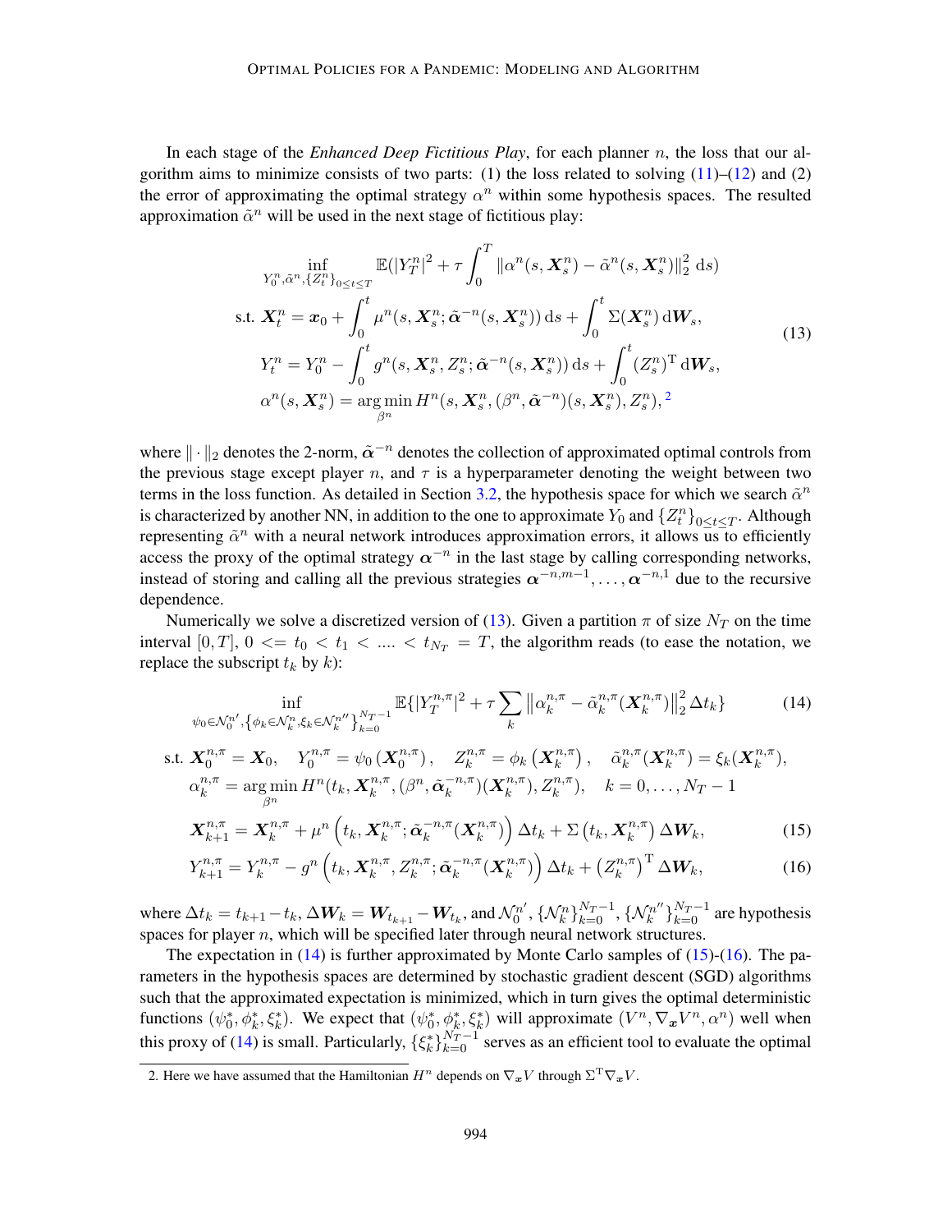In each stage of the *Enhanced Deep Fictitious Play*, for each planner $n$, the loss that our algorithm aims to minimize consists of two parts: (1) the loss related to solving (11)–(12) and (2) the error of approximating the optimal strategy $\alpha^n$ within some hypothesis spaces. The resulted approximation $\tilde{\alpha}^n$ will be used in the next stage of fictitious play:

$$
\begin{aligned}
&\inf_{Y_0^n, \tilde{\alpha}^n, \{Z_t^n\}_{0 \le t \le T}} \mathbb{E}(|Y_T^n|^2 + \tau \int_0^T \|\alpha^n(s, \boldsymbol{X}_s^n) - \tilde{\alpha}^n(s, \boldsymbol{X}_s^n)\|_2^2 \, \mathrm{d}s) \\
&\text{s.t. } \boldsymbol{X}_t^n = \boldsymbol{x}_0 + \int_0^t \mu^n(s, \boldsymbol{X}_s^n; \tilde{\boldsymbol{\alpha}}^{-n}(s, \boldsymbol{X}_s^n)) \, \mathrm{d}s + \int_0^t \Sigma(\boldsymbol{X}_s^n) \, \mathrm{d}\boldsymbol{W}_s, \\
&\quad\;\; Y_t^n = Y_0^n - \int_0^t g^n(s, \boldsymbol{X}_s^n, Z_s^n; \tilde{\boldsymbol{\alpha}}^{-n}(s, \boldsymbol{X}_s^n)) \, \mathrm{d}s + \int_0^t (Z_s^n)^{\mathrm{T}} \, \mathrm{d}\boldsymbol{W}_s, \\
&\quad\;\; \alpha^n(s, \boldsymbol{X}_s^n) = \arg\min_{\beta^n} H^n(s, \boldsymbol{X}_s^n, (\beta^n, \tilde{\boldsymbol{\alpha}}^{-n})(s, \boldsymbol{X}_s^n), Z_s^n),^{2}
\end{aligned}
\tag{13}
$$

where $\|\cdot\|_2$ denotes the 2-norm, $\tilde{\boldsymbol{\alpha}}^{-n}$ denotes the collection of approximated optimal controls from the previous stage except player $n$, and $\tau$ is a hyperparameter denoting the weight between two terms in the loss function. As detailed in Section 3.2, the hypothesis space for which we search $\tilde{\alpha}^n$ is characterized by another NN, in addition to the one to approximate $Y_0$ and $\{Z_t^n\}_{0 \le t \le T}$. Although representing $\tilde{\alpha}^n$ with a neural network introduces approximation errors, it allows us to efficiently access the proxy of the optimal strategy $\boldsymbol{\alpha}^{-n}$ in the last stage by calling corresponding networks, instead of storing and calling all the previous strategies $\boldsymbol{\alpha}^{-n,m-1}, \ldots, \boldsymbol{\alpha}^{-n,1}$ due to the recursive dependence.

Numerically we solve a discretized version of (13). Given a partition $\pi$ of size $N_T$ on the time interval $[0, T]$, $0 <= t_0 < t_1 < \ldots. < t_{N_T} = T$, the algorithm reads (to ease the notation, we replace the subscript $t_k$ by $k$):

$$
\inf_{\psi_0 \in \mathcal{N}_0^{n'}, \{\phi_k \in \mathcal{N}_k^n, \xi_k \in \mathcal{N}_k^{n''}\}_{k=0}^{N_T-1}} \mathbb{E}\{|Y_T^{n,\pi}|^2 + \tau \sum_k \left\|\alpha_k^{n,\pi} - \tilde{\alpha}_k^{n,\pi}(\boldsymbol{X}_k^{n,\pi})\right\|_2^2 \Delta t_k\} \tag{14}
$$

$$
\begin{aligned}
\text{s.t. } &\boldsymbol{X}_0^{n,\pi} = \boldsymbol{X}_0, \quad Y_0^{n,\pi} = \psi_0(\boldsymbol{X}_0^{n,\pi}), \quad Z_k^{n,\pi} = \phi_k(\boldsymbol{X}_k^{n,\pi}), \quad \tilde{\alpha}_k^{n,\pi}(\boldsymbol{X}_k^{n,\pi}) = \xi_k(\boldsymbol{X}_k^{n,\pi}), \\
&\alpha_k^{n,\pi} = \arg\min_{\beta^n} H^n(t_k, \boldsymbol{X}_k^{n,\pi}, (\beta^n, \tilde{\boldsymbol{\alpha}}_k^{-n,\pi})(\boldsymbol{X}_k^{n,\pi}), Z_k^{n,\pi}), \quad k = 0, \ldots, N_T - 1
\end{aligned}
$$

$$
\boldsymbol{X}_{k+1}^{n,\pi} = \boldsymbol{X}_k^{n,\pi} + \mu^n\left(t_k, \boldsymbol{X}_k^{n,\pi}; \tilde{\boldsymbol{\alpha}}_k^{-n,\pi}(\boldsymbol{X}_k^{n,\pi})\right) \Delta t_k + \Sigma\left(t_k, \boldsymbol{X}_k^{n,\pi}\right) \Delta \boldsymbol{W}_k, \tag{15}
$$

$$
Y_{k+1}^{n,\pi} = Y_k^{n,\pi} - g^n\left(t_k, \boldsymbol{X}_k^{n,\pi}, Z_k^{n,\pi}; \tilde{\boldsymbol{\alpha}}_k^{-n,\pi}(\boldsymbol{X}_k^{n,\pi})\right) \Delta t_k + \left(Z_k^{n,\pi}\right)^{\mathrm{T}} \Delta \boldsymbol{W}_k, \tag{16}
$$

where $\Delta t_k = t_{k+1} - t_k$, $\Delta \boldsymbol{W}_k = \boldsymbol{W}_{t_{k+1}} - \boldsymbol{W}_{t_k}$, and $\mathcal{N}_0^{n'}$, $\{\mathcal{N}_k^n\}_{k=0}^{N_T-1}$, $\{\mathcal{N}_k^{n''}\}_{k=0}^{N_T-1}$ are hypothesis spaces for player $n$, which will be specified later through neural network structures.

The expectation in (14) is further approximated by Monte Carlo samples of (15)-(16). The parameters in the hypothesis spaces are determined by stochastic gradient descent (SGD) algorithms such that the approximated expectation is minimized, which in turn gives the optimal deterministic functions $(\psi_0^*, \phi_k^*, \xi_k^*)$. We expect that $(\psi_0^*, \phi_k^*, \xi_k^*)$ will approximate $(V^n, \nabla_{\boldsymbol{x}} V^n, \alpha^n)$ well when this proxy of (14) is small. Particularly, $\{\xi_k^*\}_{k=0}^{N_T-1}$ serves as an efficient tool to evaluate the optimal

2. Here we have assumed that the Hamiltonian $H^n$ depends on $\nabla_{\boldsymbol{x}} V$ through $\Sigma^{\mathrm{T}} \nabla_{\boldsymbol{x}} V$.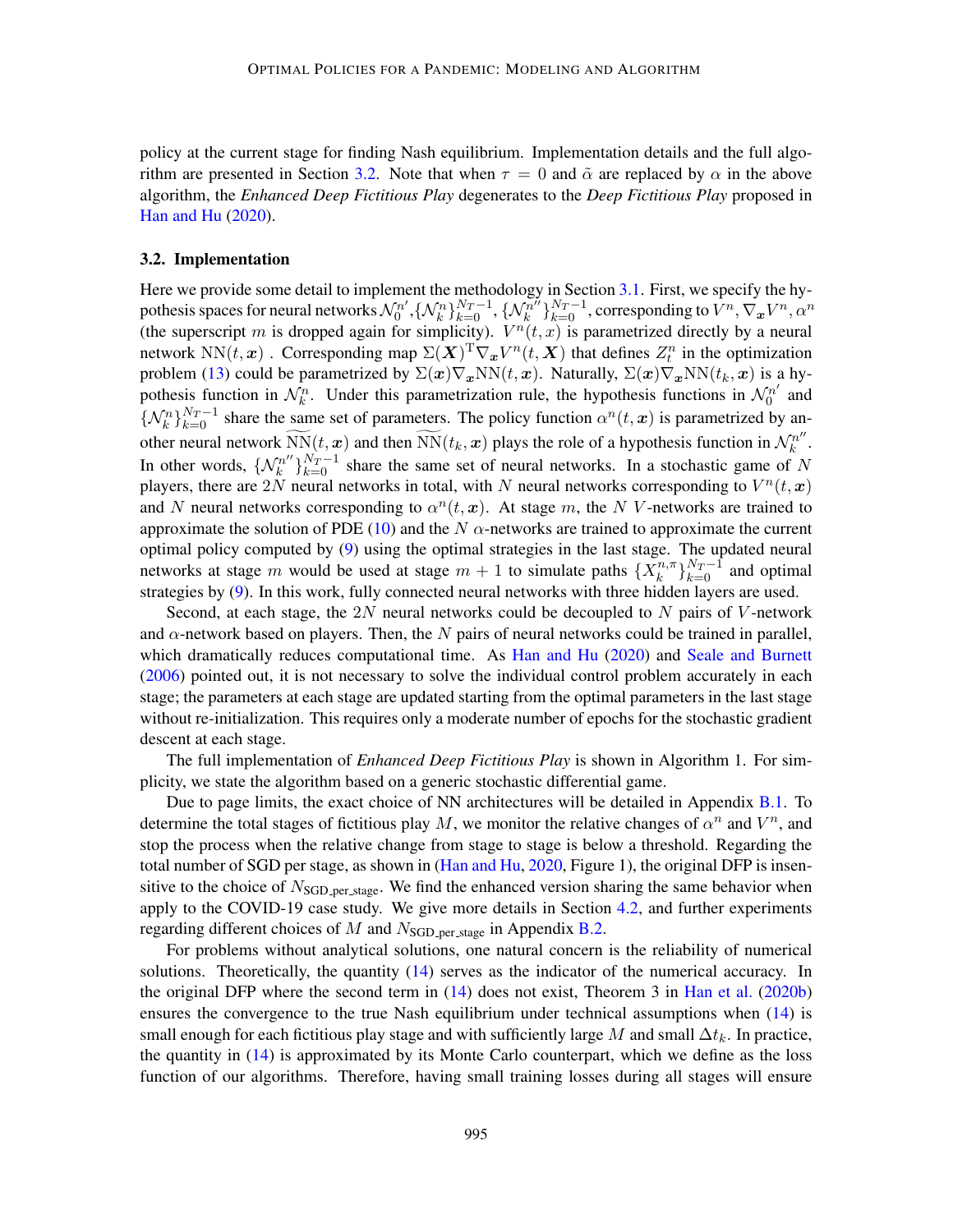policy at the current stage for finding Nash equilibrium. Implementation details and the full algorithm are presented in Section 3.2. Note that when $\tau = 0$ and $\tilde{\alpha}$ are replaced by $\alpha$ in the above algorithm, the *Enhanced Deep Fictitious Play* degenerates to the *Deep Fictitious Play* proposed in Han and Hu (2020).

### 3.2. Implementation

Here we provide some detail to implement the methodology in Section 3.1. First, we specify the hypothesis spaces for neural networks $\mathcal{N}_0^{n'}$, $\{\mathcal{N}_k^n\}_{k=0}^{N_T-1}$, $\{\mathcal{N}_k^{n''}\}_{k=0}^{N_T-1}$, corresponding to $V^n, \nabla_{\boldsymbol{x}} V^n, \alpha^n$ (the superscript $m$ is dropped again for simplicity). $V^n(t,x)$ is parametrized directly by a neural network $\mathrm{NN}(t, \boldsymbol{x})$ . Corresponding map $\Sigma(\boldsymbol{X})^{\mathrm{T}} \nabla_{\boldsymbol{x}} V^n(t, \boldsymbol{X})$ that defines $Z_t^n$ in the optimization problem (13) could be parametrized by $\Sigma(\boldsymbol{x}) \nabla_{\boldsymbol{x}} \mathrm{NN}(t, \boldsymbol{x})$. Naturally, $\Sigma(\boldsymbol{x}) \nabla_{\boldsymbol{x}} \mathrm{NN}(t_k, \boldsymbol{x})$ is a hypothesis function in $\mathcal{N}_k^n$. Under this parametrization rule, the hypothesis functions in $\mathcal{N}_0^{n'}$ and $\{\mathcal{N}_k^n\}_{k=0}^{N_T-1}$ share the same set of parameters. The policy function $\alpha^n(t, \boldsymbol{x})$ is parametrized by another neural network $\widetilde{\mathrm{NN}}(t, \boldsymbol{x})$ and then $\widetilde{\mathrm{NN}}(t_k, \boldsymbol{x})$ plays the role of a hypothesis function in $\mathcal{N}_k^{n''}$. In other words, $\{\mathcal{N}_k^{n''}\}_{k=0}^{N_T-1}$ share the same set of neural networks. In a stochastic game of $N$ players, there are $2N$ neural networks in total, with $N$ neural networks corresponding to $V^n(t, \boldsymbol{x})$ and $N$ neural networks corresponding to $\alpha^n(t, \boldsymbol{x})$. At stage $m$, the $N$ $V$-networks are trained to approximate the solution of PDE (10) and the $N$ $\alpha$-networks are trained to approximate the current optimal policy computed by (9) using the optimal strategies in the last stage. The updated neural networks at stage $m$ would be used at stage $m+1$ to simulate paths $\{X_k^{n,\pi}\}_{k=0}^{N_T-1}$ and optimal strategies by (9). In this work, fully connected neural networks with three hidden layers are used.

Second, at each stage, the $2N$ neural networks could be decoupled to $N$ pairs of $V$-network and $\alpha$-network based on players. Then, the $N$ pairs of neural networks could be trained in parallel, which dramatically reduces computational time. As Han and Hu (2020) and Seale and Burnett (2006) pointed out, it is not necessary to solve the individual control problem accurately in each stage; the parameters at each stage are updated starting from the optimal parameters in the last stage without re-initialization. This requires only a moderate number of epochs for the stochastic gradient descent at each stage.

The full implementation of *Enhanced Deep Fictitious Play* is shown in Algorithm 1. For simplicity, we state the algorithm based on a generic stochastic differential game.

Due to page limits, the exact choice of NN architectures will be detailed in Appendix B.1. To determine the total stages of fictitious play $M$, we monitor the relative changes of $\alpha^n$ and $V^n$, and stop the process when the relative change from stage to stage is below a threshold. Regarding the total number of SGD per stage, as shown in (Han and Hu, 2020, Figure 1), the original DFP is insensitive to the choice of $N_{\text{SGD\_per\_stage}}$. We find the enhanced version sharing the same behavior when apply to the COVID-19 case study. We give more details in Section 4.2, and further experiments regarding different choices of $M$ and $N_{\text{SGD\_per\_stage}}$ in Appendix B.2.

For problems without analytical solutions, one natural concern is the reliability of numerical solutions. Theoretically, the quantity (14) serves as the indicator of the numerical accuracy. In the original DFP where the second term in (14) does not exist, Theorem 3 in Han et al. (2020b) ensures the convergence to the true Nash equilibrium under technical assumptions when (14) is small enough for each fictitious play stage and with sufficiently large $M$ and small $\Delta t_k$. In practice, the quantity in (14) is approximated by its Monte Carlo counterpart, which we define as the loss function of our algorithms. Therefore, having small training losses during all stages will ensure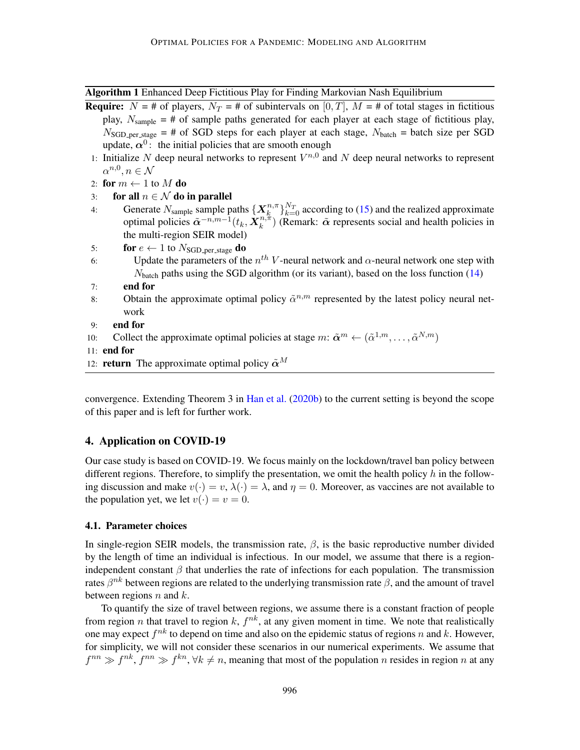**Algorithm 1** Enhanced Deep Fictitious Play for Finding Markovian Nash Equilibrium

**Require:** $N$ = # of players, $N_T$ = # of subintervals on $[0, T]$, $M$ = # of total stages in fictitious play, $N_{\text{sample}}$ = # of sample paths generated for each player at each stage of fictitious play, $N_{\text{SGD\_per\_stage}}$ = # of SGD steps for each player at each stage, $N_{\text{batch}}$ = batch size per SGD update, $\boldsymbol{\alpha}^0$: the initial policies that are smooth enough

1: Initialize $N$ deep neural networks to represent $V^{n,0}$ and $N$ deep neural networks to represent $\alpha^{n,0}, n \in \mathcal{N}$
2: **for** $m \leftarrow 1$ to $M$ **do**
3: &nbsp;&nbsp;&nbsp;&nbsp;**for all** $n \in \mathcal{N}$ **do in parallel**
4: &nbsp;&nbsp;&nbsp;&nbsp;&nbsp;&nbsp;&nbsp;&nbsp;Generate $N_{\text{sample}}$ sample paths $\{\boldsymbol{X}_k^{n,\pi}\}_{k=0}^{N_T}$ according to (15) and the realized approximate optimal policies $\tilde{\boldsymbol{\alpha}}^{-n,m-1}(t_k, \boldsymbol{X}_k^{n,\pi})$ (Remark: $\tilde{\boldsymbol{\alpha}}$ represents social and health policies in the multi-region SEIR model)
5: &nbsp;&nbsp;&nbsp;&nbsp;&nbsp;&nbsp;&nbsp;&nbsp;**for** $e \leftarrow 1$ to $N_{\text{SGD\_per\_stage}}$ **do**
6: &nbsp;&nbsp;&nbsp;&nbsp;&nbsp;&nbsp;&nbsp;&nbsp;&nbsp;&nbsp;&nbsp;&nbsp;Update the parameters of the $n^{th}$ $V$-neural network and $\alpha$-neural network one step with $N_{\text{batch}}$ paths using the SGD algorithm (or its variant), based on the loss function (14)
7: &nbsp;&nbsp;&nbsp;&nbsp;&nbsp;&nbsp;&nbsp;&nbsp;**end for**
8: &nbsp;&nbsp;&nbsp;&nbsp;&nbsp;&nbsp;&nbsp;&nbsp;Obtain the approximate optimal policy $\tilde{\alpha}^{n,m}$ represented by the latest policy neural network
9: &nbsp;&nbsp;&nbsp;&nbsp;**end for**
10: &nbsp;&nbsp;&nbsp;&nbsp;Collect the approximate optimal policies at stage $m$: $\tilde{\boldsymbol{\alpha}}^m \leftarrow (\tilde{\alpha}^{1,m}, \ldots, \tilde{\alpha}^{N,m})$
11: **end for**
12: **return** The approximate optimal policy $\tilde{\boldsymbol{\alpha}}^M$

convergence. Extending Theorem 3 in Han et al. (2020b) to the current setting is beyond the scope of this paper and is left for further work.

## 4. Application on COVID-19

Our case study is based on COVID-19. We focus mainly on the lockdown/travel ban policy between different regions. Therefore, to simplify the presentation, we omit the health policy $h$ in the following discussion and make $v(\cdot) = v$, $\lambda(\cdot) = \lambda$, and $\eta = 0$. Moreover, as vaccines are not available to the population yet, we let $v(\cdot) = v = 0$.

### 4.1. Parameter choices

In single-region SEIR models, the transmission rate, $\beta$, is the basic reproductive number divided by the length of time an individual is infectious. In our model, we assume that there is a region-independent constant $\beta$ that underlies the rate of infections for each population. The transmission rates $\beta^{nk}$ between regions are related to the underlying transmission rate $\beta$, and the amount of travel between regions $n$ and $k$.

To quantify the size of travel between regions, we assume there is a constant fraction of people from region $n$ that travel to region $k$, $f^{nk}$, at any given moment in time. We note that realistically one may expect $f^{nk}$ to depend on time and also on the epidemic status of regions $n$ and $k$. However, for simplicity, we will not consider these scenarios in our numerical experiments. We assume that $f^{nn} \gg f^{nk}$, $f^{nn} \gg f^{kn}$, $\forall k \neq n$, meaning that most of the population $n$ resides in region $n$ at any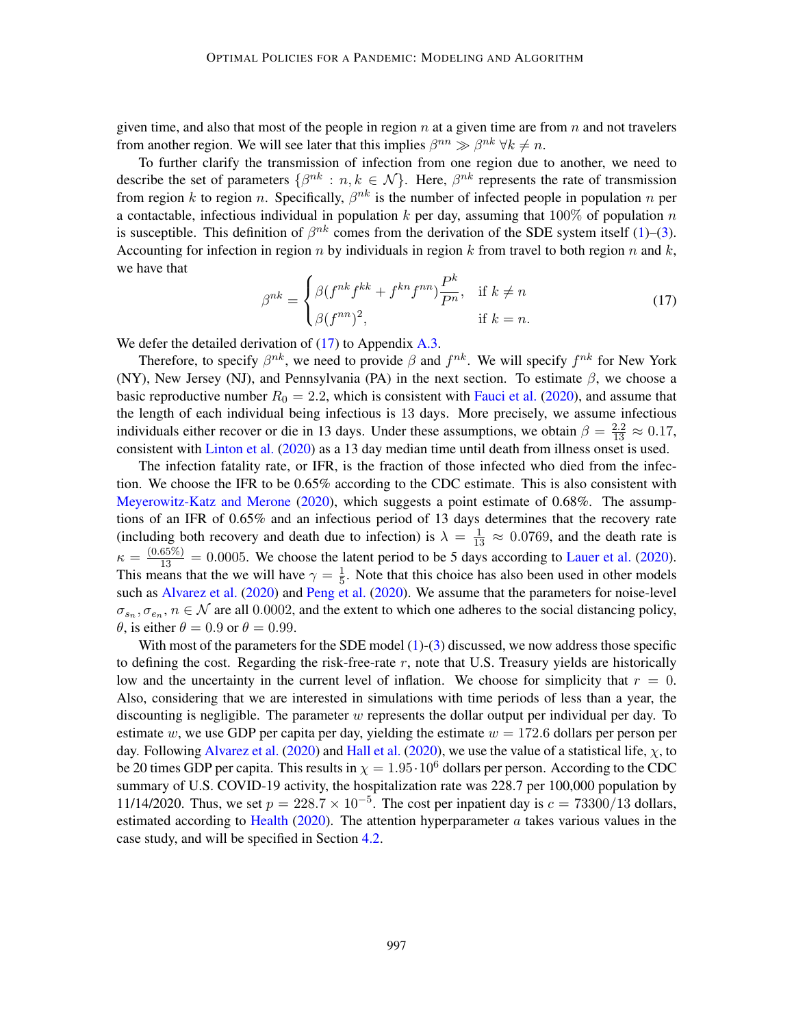given time, and also that most of the people in region $n$ at a given time are from $n$ and not travelers from another region. We will see later that this implies $\beta^{nn} \gg \beta^{nk} \; \forall k \neq n$.

To further clarify the transmission of infection from one region due to another, we need to describe the set of parameters $\{\beta^{nk} : n, k \in \mathcal{N}\}$. Here, $\beta^{nk}$ represents the rate of transmission from region $k$ to region $n$. Specifically, $\beta^{nk}$ is the number of infected people in population $n$ per a contactable, infectious individual in population $k$ per day, assuming that 100% of population $n$ is susceptible. This definition of $\beta^{nk}$ comes from the derivation of the SDE system itself (1)–(3). Accounting for infection in region $n$ by individuals in region $k$ from travel to both region $n$ and $k$, we have that

$$
\beta^{nk} = \begin{cases} \beta(f^{nk} f^{kk} + f^{kn} f^{nn}) \dfrac{P^k}{P^n}, & \text{if } k \neq n \\ \beta(f^{nn})^2, & \text{if } k = n. \end{cases} \tag{17}
$$

We defer the detailed derivation of (17) to Appendix A.3.

Therefore, to specify $\beta^{nk}$, we need to provide $\beta$ and $f^{nk}$. We will specify $f^{nk}$ for New York (NY), New Jersey (NJ), and Pennsylvania (PA) in the next section. To estimate $\beta$, we choose a basic reproductive number $R_0 = 2.2$, which is consistent with Fauci et al. (2020), and assume that the length of each individual being infectious is 13 days. More precisely, we assume infectious individuals either recover or die in 13 days. Under these assumptions, we obtain $\beta = \frac{2.2}{13} \approx 0.17$, consistent with Linton et al. (2020) as a 13 day median time until death from illness onset is used.

The infection fatality rate, or IFR, is the fraction of those infected who died from the infection. We choose the IFR to be 0.65% according to the CDC estimate. This is also consistent with Meyerowitz-Katz and Merone (2020), which suggests a point estimate of 0.68%. The assumptions of an IFR of 0.65% and an infectious period of 13 days determines that the recovery rate (including both recovery and death due to infection) is $\lambda = \frac{1}{13} \approx 0.0769$, and the death rate is $\kappa = \frac{(0.65\%)}{13} = 0.0005$. We choose the latent period to be 5 days according to Lauer et al. (2020). This means that the we will have $\gamma = \frac{1}{5}$. Note that this choice has also been used in other models such as Alvarez et al. (2020) and Peng et al. (2020). We assume that the parameters for noise-level $\sigma_{s_n}, \sigma_{e_n}, n \in \mathcal{N}$ are all 0.0002, and the extent to which one adheres to the social distancing policy, $\theta$, is either $\theta = 0.9$ or $\theta = 0.99$.

With most of the parameters for the SDE model (1)-(3) discussed, we now address those specific to defining the cost. Regarding the risk-free-rate $r$, note that U.S. Treasury yields are historically low and the uncertainty in the current level of inflation. We choose for simplicity that $r = 0$. Also, considering that we are interested in simulations with time periods of less than a year, the discounting is negligible. The parameter $w$ represents the dollar output per individual per day. To estimate $w$, we use GDP per capita per day, yielding the estimate $w = 172.6$ dollars per person per day. Following Alvarez et al. (2020) and Hall et al. (2020), we use the value of a statistical life, $\chi$, to be 20 times GDP per capita. This results in $\chi = 1.95 \cdot 10^6$ dollars per person. According to the CDC summary of U.S. COVID-19 activity, the hospitalization rate was 228.7 per 100,000 population by 11/14/2020. Thus, we set $p = 228.7 \times 10^{-5}$. The cost per inpatient day is $c = 73300/13$ dollars, estimated according to Health (2020). The attention hyperparameter $a$ takes various values in the case study, and will be specified in Section 4.2.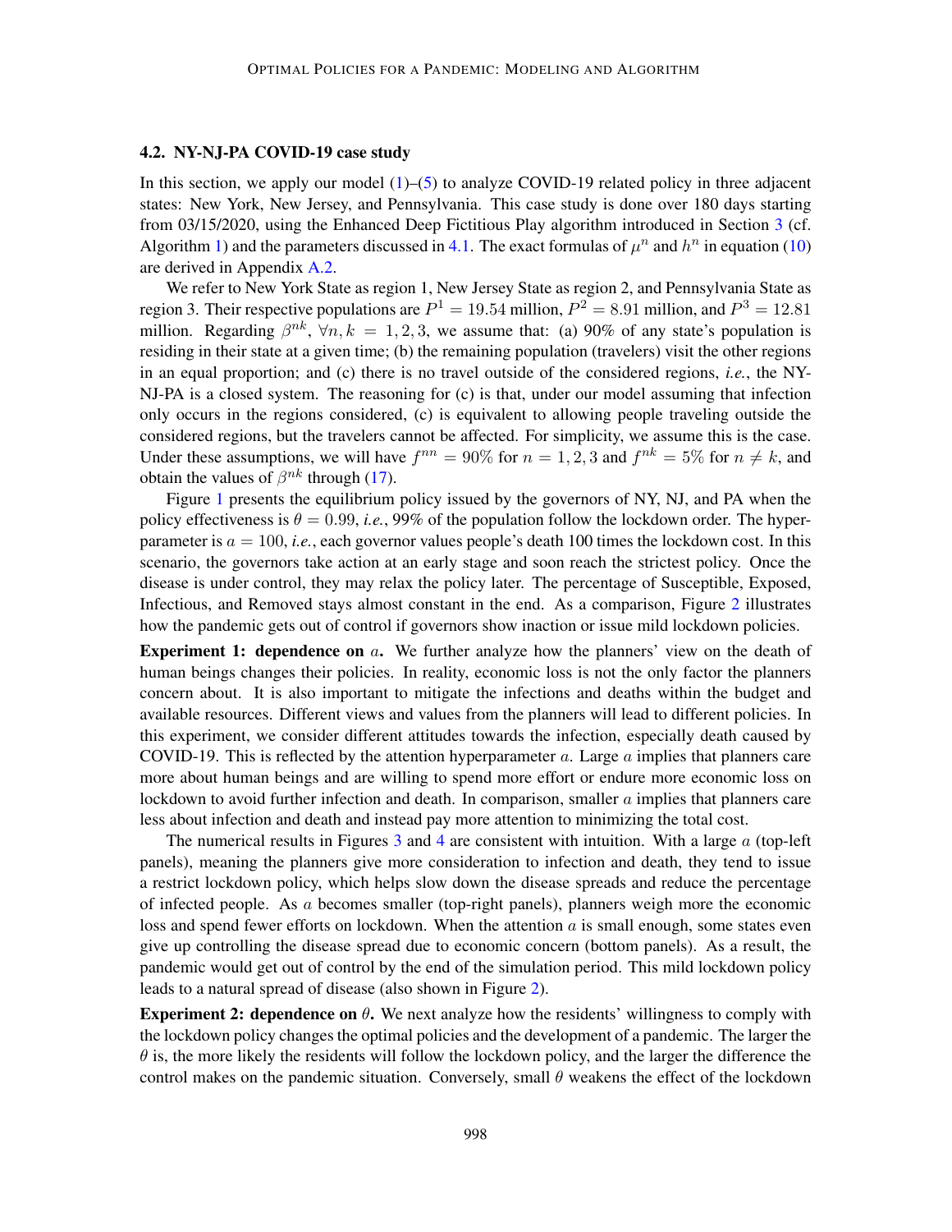### 4.2. NY-NJ-PA COVID-19 case study

In this section, we apply our model (1)–(5) to analyze COVID-19 related policy in three adjacent states: New York, New Jersey, and Pennsylvania. This case study is done over 180 days starting from 03/15/2020, using the Enhanced Deep Fictitious Play algorithm introduced in Section 3 (cf. Algorithm 1) and the parameters discussed in 4.1. The exact formulas of $\mu^n$ and $h^n$ in equation (10) are derived in Appendix A.2.

We refer to New York State as region 1, New Jersey State as region 2, and Pennsylvania State as region 3. Their respective populations are $P^1 = 19.54$ million, $P^2 = 8.91$ million, and $P^3 = 12.81$ million. Regarding $\beta^{nk}$, $\forall n, k = 1, 2, 3$, we assume that: (a) 90% of any state's population is residing in their state at a given time; (b) the remaining population (travelers) visit the other regions in an equal proportion; and (c) there is no travel outside of the considered regions, *i.e.*, the NY-NJ-PA is a closed system. The reasoning for (c) is that, under our model assuming that infection only occurs in the regions considered, (c) is equivalent to allowing people traveling outside the considered regions, but the travelers cannot be affected. For simplicity, we assume this is the case. Under these assumptions, we will have $f^{nn} = 90\%$ for $n = 1, 2, 3$ and $f^{nk} = 5\%$ for $n \neq k$, and obtain the values of $\beta^{nk}$ through (17).

Figure 1 presents the equilibrium policy issued by the governors of NY, NJ, and PA when the policy effectiveness is $\theta = 0.99$, *i.e.*, 99% of the population follow the lockdown order. The hyperparameter is $a = 100$, *i.e.*, each governor values people's death 100 times the lockdown cost. In this scenario, the governors take action at an early stage and soon reach the strictest policy. Once the disease is under control, they may relax the policy later. The percentage of Susceptible, Exposed, Infectious, and Removed stays almost constant in the end. As a comparison, Figure 2 illustrates how the pandemic gets out of control if governors show inaction or issue mild lockdown policies.

**Experiment 1: dependence on $a$.** We further analyze how the planners' view on the death of human beings changes their policies. In reality, economic loss is not the only factor the planners concern about. It is also important to mitigate the infections and deaths within the budget and available resources. Different views and values from the planners will lead to different policies. In this experiment, we consider different attitudes towards the infection, especially death caused by COVID-19. This is reflected by the attention hyperparameter $a$. Large $a$ implies that planners care more about human beings and are willing to spend more effort or endure more economic loss on lockdown to avoid further infection and death. In comparison, smaller $a$ implies that planners care less about infection and death and instead pay more attention to minimizing the total cost.

The numerical results in Figures 3 and 4 are consistent with intuition. With a large $a$ (top-left panels), meaning the planners give more consideration to infection and death, they tend to issue a restrict lockdown policy, which helps slow down the disease spreads and reduce the percentage of infected people. As $a$ becomes smaller (top-right panels), planners weigh more the economic loss and spend fewer efforts on lockdown. When the attention $a$ is small enough, some states even give up controlling the disease spread due to economic concern (bottom panels). As a result, the pandemic would get out of control by the end of the simulation period. This mild lockdown policy leads to a natural spread of disease (also shown in Figure 2).

**Experiment 2: dependence on $\theta$.** We next analyze how the residents' willingness to comply with the lockdown policy changes the optimal policies and the development of a pandemic. The larger the $\theta$ is, the more likely the residents will follow the lockdown policy, and the larger the difference the control makes on the pandemic situation. Conversely, small $\theta$ weakens the effect of the lockdown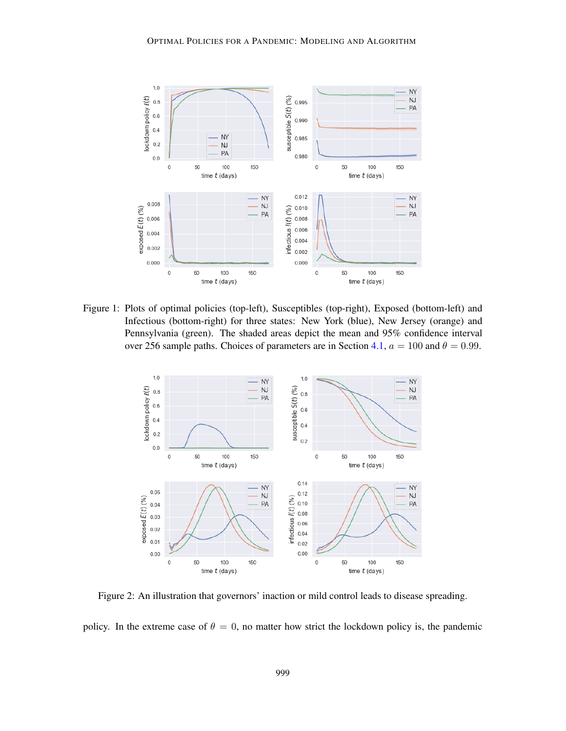Figure 1: Plots of optimal policies (top-left), Susceptibles (top-right), Exposed (bottom-left) and Infectious (bottom-right) for three states: New York (blue), New Jersey (orange) and Pennsylvania (green). The shaded areas depict the mean and 95% confidence interval over 256 sample paths. Choices of parameters are in Section 4.1, $a = 100$ and $\theta = 0.99$.

Figure 2: An illustration that governors' inaction or mild control leads to disease spreading.

policy. In the extreme case of $\theta = 0$, no matter how strict the lockdown policy is, the pandemic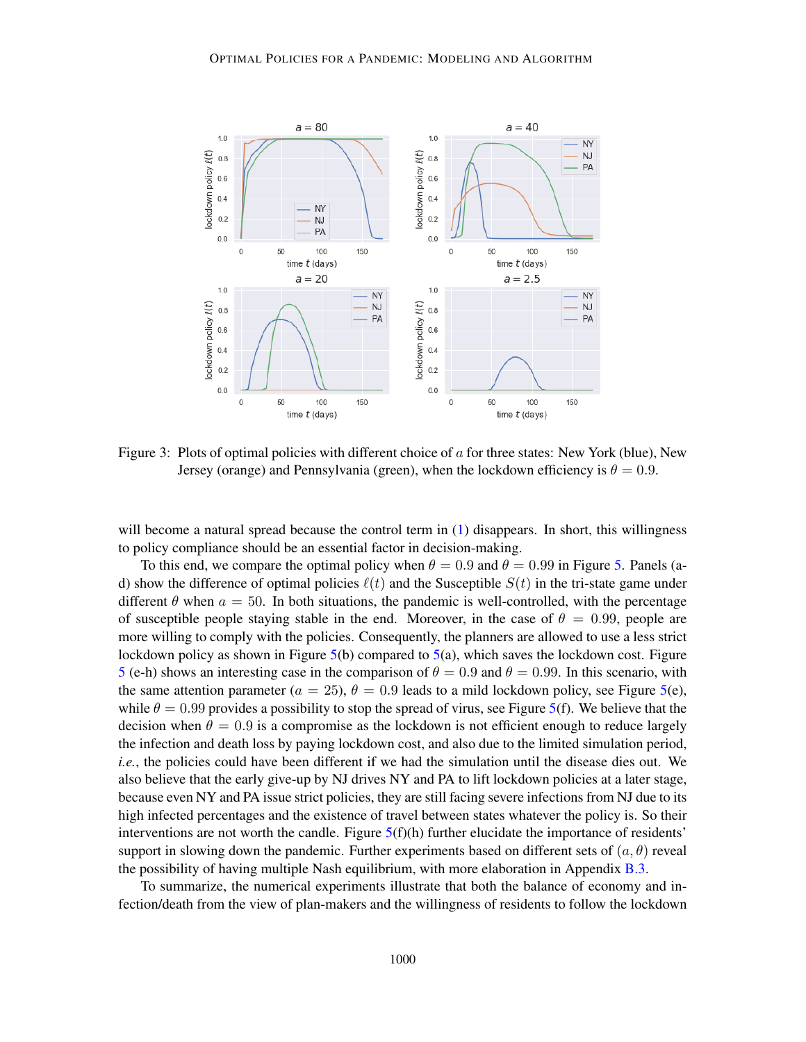Figure 3: Plots of optimal policies with different choice of $a$ for three states: New York (blue), New Jersey (orange) and Pennsylvania (green), when the lockdown efficiency is $\theta = 0.9$.

will become a natural spread because the control term in (1) disappears. In short, this willingness to policy compliance should be an essential factor in decision-making.

To this end, we compare the optimal policy when $\theta = 0.9$ and $\theta = 0.99$ in Figure 5. Panels (a-d) show the difference of optimal policies $\ell(t)$ and the Susceptible $S(t)$ in the tri-state game under different $\theta$ when $a = 50$. In both situations, the pandemic is well-controlled, with the percentage of susceptible people staying stable in the end. Moreover, in the case of $\theta = 0.99$, people are more willing to comply with the policies. Consequently, the planners are allowed to use a less strict lockdown policy as shown in Figure 5(b) compared to 5(a), which saves the lockdown cost. Figure 5 (e-h) shows an interesting case in the comparison of $\theta = 0.9$ and $\theta = 0.99$. In this scenario, with the same attention parameter ($a = 25$), $\theta = 0.9$ leads to a mild lockdown policy, see Figure 5(e), while $\theta = 0.99$ provides a possibility to stop the spread of virus, see Figure 5(f). We believe that the decision when $\theta = 0.9$ is a compromise as the lockdown is not efficient enough to reduce largely the infection and death loss by paying lockdown cost, and also due to the limited simulation period, *i.e.*, the policies could have been different if we had the simulation until the disease dies out. We also believe that the early give-up by NJ drives NY and PA to lift lockdown policies at a later stage, because even NY and PA issue strict policies, they are still facing severe infections from NJ due to its high infected percentages and the existence of travel between states whatever the policy is. So their interventions are not worth the candle. Figure 5(f)(h) further elucidate the importance of residents' support in slowing down the pandemic. Further experiments based on different sets of $(a, \theta)$ reveal the possibility of having multiple Nash equilibrium, with more elaboration in Appendix B.3.

To summarize, the numerical experiments illustrate that both the balance of economy and infection/death from the view of plan-makers and the willingness of residents to follow the lockdown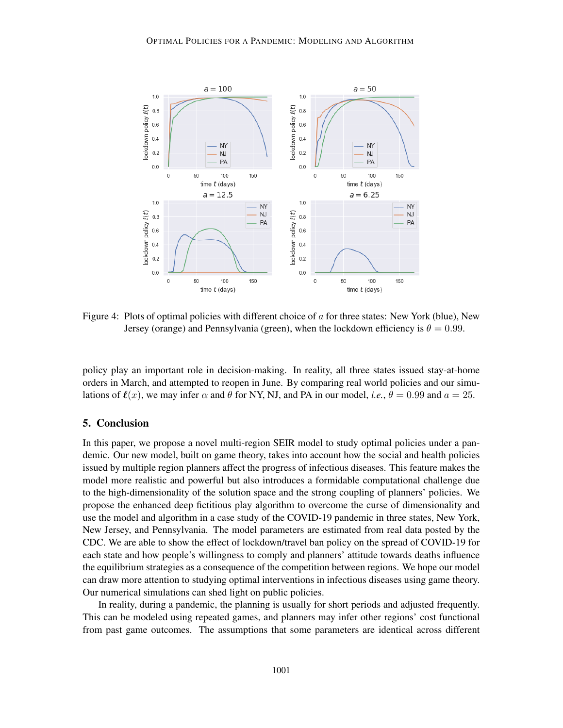Figure 4: Plots of optimal policies with different choice of $a$ for three states: New York (blue), New Jersey (orange) and Pennsylvania (green), when the lockdown efficiency is $\theta = 0.99$.

policy play an important role in decision-making. In reality, all three states issued stay-at-home orders in March, and attempted to reopen in June. By comparing real world policies and our simulations of $\ell(x)$, we may infer $\alpha$ and $\theta$ for NY, NJ, and PA in our model, *i.e.*, $\theta = 0.99$ and $a = 25$.

## 5. Conclusion

In this paper, we propose a novel multi-region SEIR model to study optimal policies under a pandemic. Our new model, built on game theory, takes into account how the social and health policies issued by multiple region planners affect the progress of infectious diseases. This feature makes the model more realistic and powerful but also introduces a formidable computational challenge due to the high-dimensionality of the solution space and the strong coupling of planners' policies. We propose the enhanced deep fictitious play algorithm to overcome the curse of dimensionality and use the model and algorithm in a case study of the COVID-19 pandemic in three states, New York, New Jersey, and Pennsylvania. The model parameters are estimated from real data posted by the CDC. We are able to show the effect of lockdown/travel ban policy on the spread of COVID-19 for each state and how people's willingness to comply and planners' attitude towards deaths influence the equilibrium strategies as a consequence of the competition between regions. We hope our model can draw more attention to studying optimal interventions in infectious diseases using game theory. Our numerical simulations can shed light on public policies.

In reality, during a pandemic, the planning is usually for short periods and adjusted frequently. This can be modeled using repeated games, and planners may infer other regions' cost functional from past game outcomes. The assumptions that some parameters are identical across different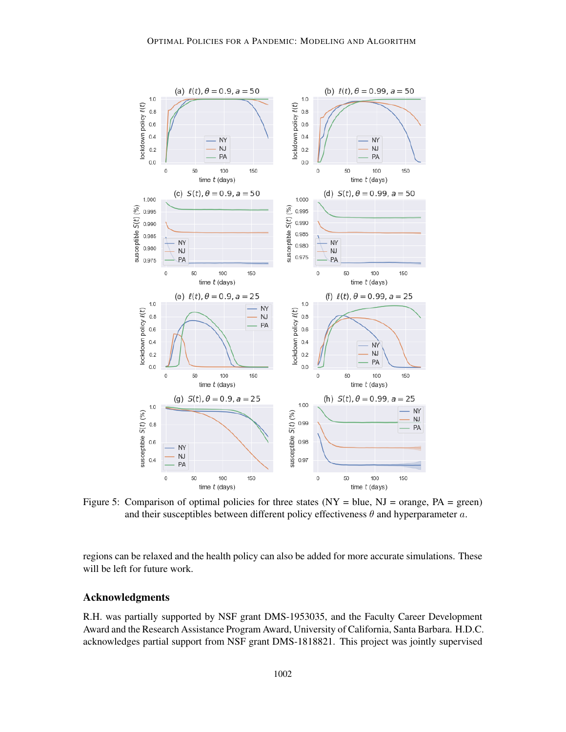Figure 5: Comparison of optimal policies for three states (NY = blue, NJ = orange, PA = green) and their susceptibles between different policy effectiveness $\theta$ and hyperparameter $a$.

regions can be relaxed and the health policy can also be added for more accurate simulations. These will be left for future work.

## Acknowledgments

R.H. was partially supported by NSF grant DMS-1953035, and the Faculty Career Development Award and the Research Assistance Program Award, University of California, Santa Barbara. H.D.C. acknowledges partial support from NSF grant DMS-1818821. This project was jointly supervised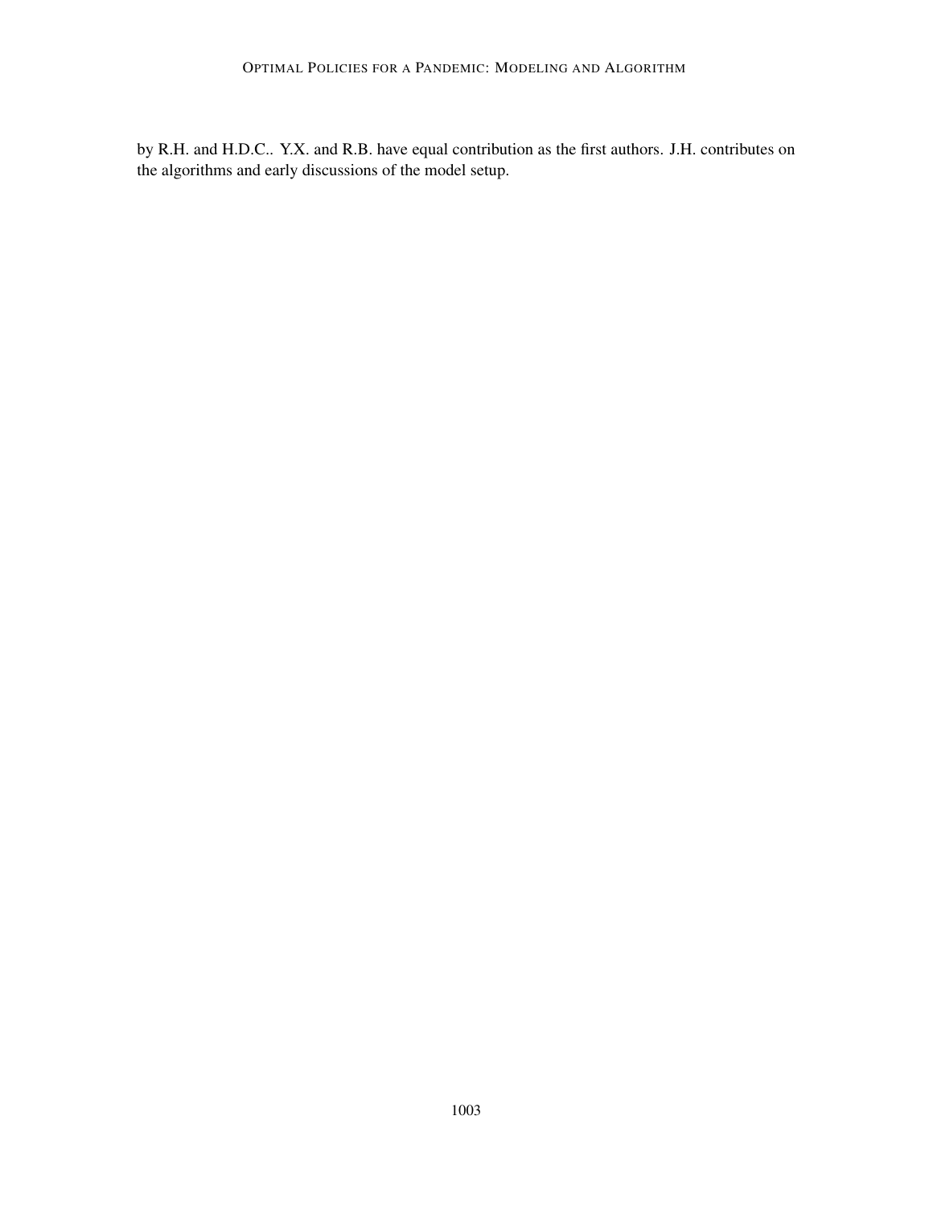by R.H. and H.D.C.. Y.X. and R.B. have equal contribution as the first authors. J.H. contributes on the algorithms and early discussions of the model setup.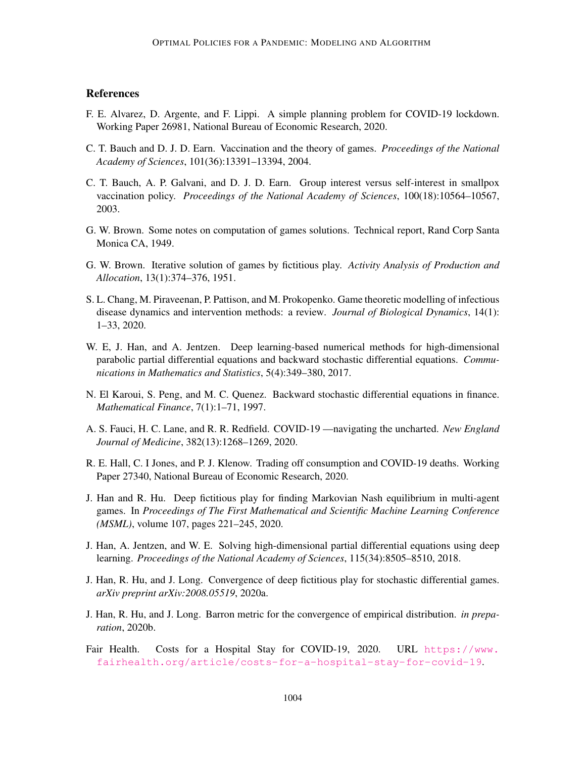## References

F. E. Alvarez, D. Argente, and F. Lippi. A simple planning problem for COVID-19 lockdown. Working Paper 26981, National Bureau of Economic Research, 2020.

C. T. Bauch and D. J. D. Earn. Vaccination and the theory of games. *Proceedings of the National Academy of Sciences*, 101(36):13391–13394, 2004.

C. T. Bauch, A. P. Galvani, and D. J. D. Earn. Group interest versus self-interest in smallpox vaccination policy. *Proceedings of the National Academy of Sciences*, 100(18):10564–10567, 2003.

G. W. Brown. Some notes on computation of games solutions. Technical report, Rand Corp Santa Monica CA, 1949.

G. W. Brown. Iterative solution of games by fictitious play. *Activity Analysis of Production and Allocation*, 13(1):374–376, 1951.

S. L. Chang, M. Piraveenan, P. Pattison, and M. Prokopenko. Game theoretic modelling of infectious disease dynamics and intervention methods: a review. *Journal of Biological Dynamics*, 14(1): 1–33, 2020.

W. E, J. Han, and A. Jentzen. Deep learning-based numerical methods for high-dimensional parabolic partial differential equations and backward stochastic differential equations. *Communications in Mathematics and Statistics*, 5(4):349–380, 2017.

N. El Karoui, S. Peng, and M. C. Quenez. Backward stochastic differential equations in finance. *Mathematical Finance*, 7(1):1–71, 1997.

A. S. Fauci, H. C. Lane, and R. R. Redfield. COVID-19 —navigating the uncharted. *New England Journal of Medicine*, 382(13):1268–1269, 2020.

R. E. Hall, C. I Jones, and P. J. Klenow. Trading off consumption and COVID-19 deaths. Working Paper 27340, National Bureau of Economic Research, 2020.

J. Han and R. Hu. Deep fictitious play for finding Markovian Nash equilibrium in multi-agent games. In *Proceedings of The First Mathematical and Scientific Machine Learning Conference (MSML)*, volume 107, pages 221–245, 2020.

J. Han, A. Jentzen, and W. E. Solving high-dimensional partial differential equations using deep learning. *Proceedings of the National Academy of Sciences*, 115(34):8505–8510, 2018.

J. Han, R. Hu, and J. Long. Convergence of deep fictitious play for stochastic differential games. *arXiv preprint arXiv:2008.05519*, 2020a.

J. Han, R. Hu, and J. Long. Barron metric for the convergence of empirical distribution. *in preparation*, 2020b.

Fair Health. Costs for a Hospital Stay for COVID-19, 2020. URL https://www.fairhealth.org/article/costs-for-a-hospital-stay-for-covid-19.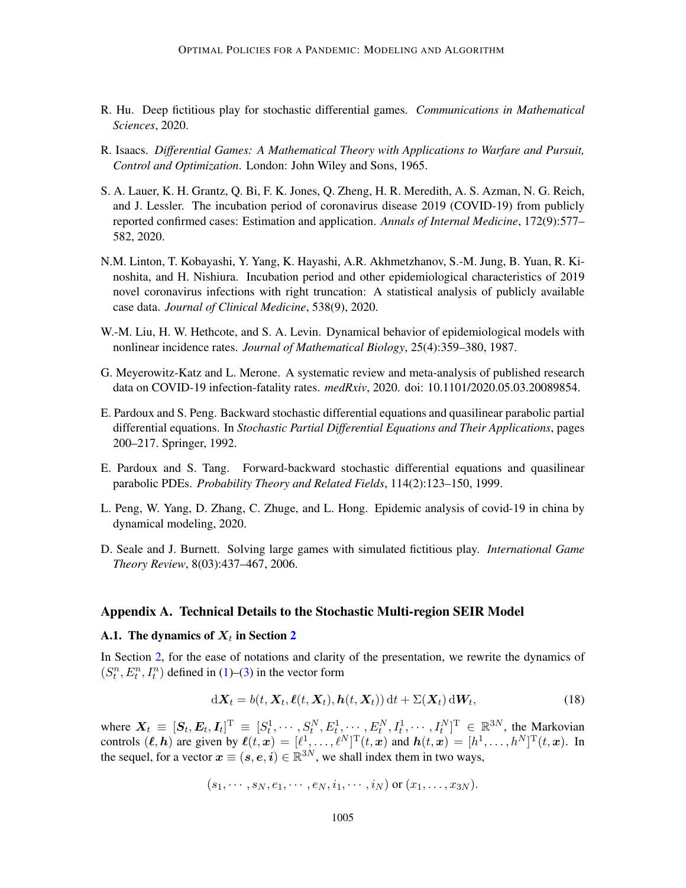R. Hu. Deep fictitious play for stochastic differential games. *Communications in Mathematical Sciences*, 2020.

R. Isaacs. *Differential Games: A Mathematical Theory with Applications to Warfare and Pursuit, Control and Optimization*. London: John Wiley and Sons, 1965.

S. A. Lauer, K. H. Grantz, Q. Bi, F. K. Jones, Q. Zheng, H. R. Meredith, A. S. Azman, N. G. Reich, and J. Lessler. The incubation period of coronavirus disease 2019 (COVID-19) from publicly reported confirmed cases: Estimation and application. *Annals of Internal Medicine*, 172(9):577–582, 2020.

N.M. Linton, T. Kobayashi, Y. Yang, K. Hayashi, A.R. Akhmetzhanov, S.-M. Jung, B. Yuan, R. Kinoshita, and H. Nishiura. Incubation period and other epidemiological characteristics of 2019 novel coronavirus infections with right truncation: A statistical analysis of publicly available case data. *Journal of Clinical Medicine*, 538(9), 2020.

W.-M. Liu, H. W. Hethcote, and S. A. Levin. Dynamical behavior of epidemiological models with nonlinear incidence rates. *Journal of Mathematical Biology*, 25(4):359–380, 1987.

G. Meyerowitz-Katz and L. Merone. A systematic review and meta-analysis of published research data on COVID-19 infection-fatality rates. *medRxiv*, 2020. doi: 10.1101/2020.05.03.20089854.

E. Pardoux and S. Peng. Backward stochastic differential equations and quasilinear parabolic partial differential equations. In *Stochastic Partial Differential Equations and Their Applications*, pages 200–217. Springer, 1992.

E. Pardoux and S. Tang. Forward-backward stochastic differential equations and quasilinear parabolic PDEs. *Probability Theory and Related Fields*, 114(2):123–150, 1999.

L. Peng, W. Yang, D. Zhang, C. Zhuge, and L. Hong. Epidemic analysis of covid-19 in china by dynamical modeling, 2020.

D. Seale and J. Burnett. Solving large games with simulated fictitious play. *International Game Theory Review*, 8(03):437–467, 2006.

## Appendix A. Technical Details to the Stochastic Multi-region SEIR Model

### A.1. The dynamics of $X_t$ in Section 2

In Section 2, for the ease of notations and clarity of the presentation, we rewrite the dynamics of $(S_t^n, E_t^n, I_t^n)$ defined in (1)–(3) in the vector form

$$\mathrm{d}\boldsymbol{X}_t = b(t, \boldsymbol{X}_t, \boldsymbol{\ell}(t, \boldsymbol{X}_t), \boldsymbol{h}(t, \boldsymbol{X}_t))\,\mathrm{d}t + \Sigma(\boldsymbol{X}_t)\,\mathrm{d}\boldsymbol{W}_t, \tag{18}$$

where $\boldsymbol{X}_t \equiv [\boldsymbol{S}_t, \boldsymbol{E}_t, \boldsymbol{I}_t]^{\mathrm{T}} \equiv [S_t^1, \cdots, S_t^N, E_t^1, \cdots, E_t^N, I_t^1, \cdots, I_t^N]^{\mathrm{T}} \in \mathbb{R}^{3N}$, the Markovian controls $(\boldsymbol{\ell}, \boldsymbol{h})$ are given by $\boldsymbol{\ell}(t, \boldsymbol{x}) = [\ell^1, \ldots, \ell^N]^{\mathrm{T}}(t, \boldsymbol{x})$ and $\boldsymbol{h}(t, \boldsymbol{x}) = [h^1, \ldots, h^N]^{\mathrm{T}}(t, \boldsymbol{x})$. In the sequel, for a vector $\boldsymbol{x} \equiv (\boldsymbol{s}, \boldsymbol{e}, \boldsymbol{i}) \in \mathbb{R}^{3N}$, we shall index them in two ways,

$$(s_1, \cdots, s_N, e_1, \cdots, e_N, i_1, \cdots, i_N) \text{ or } (x_1, \ldots, x_{3N}).$$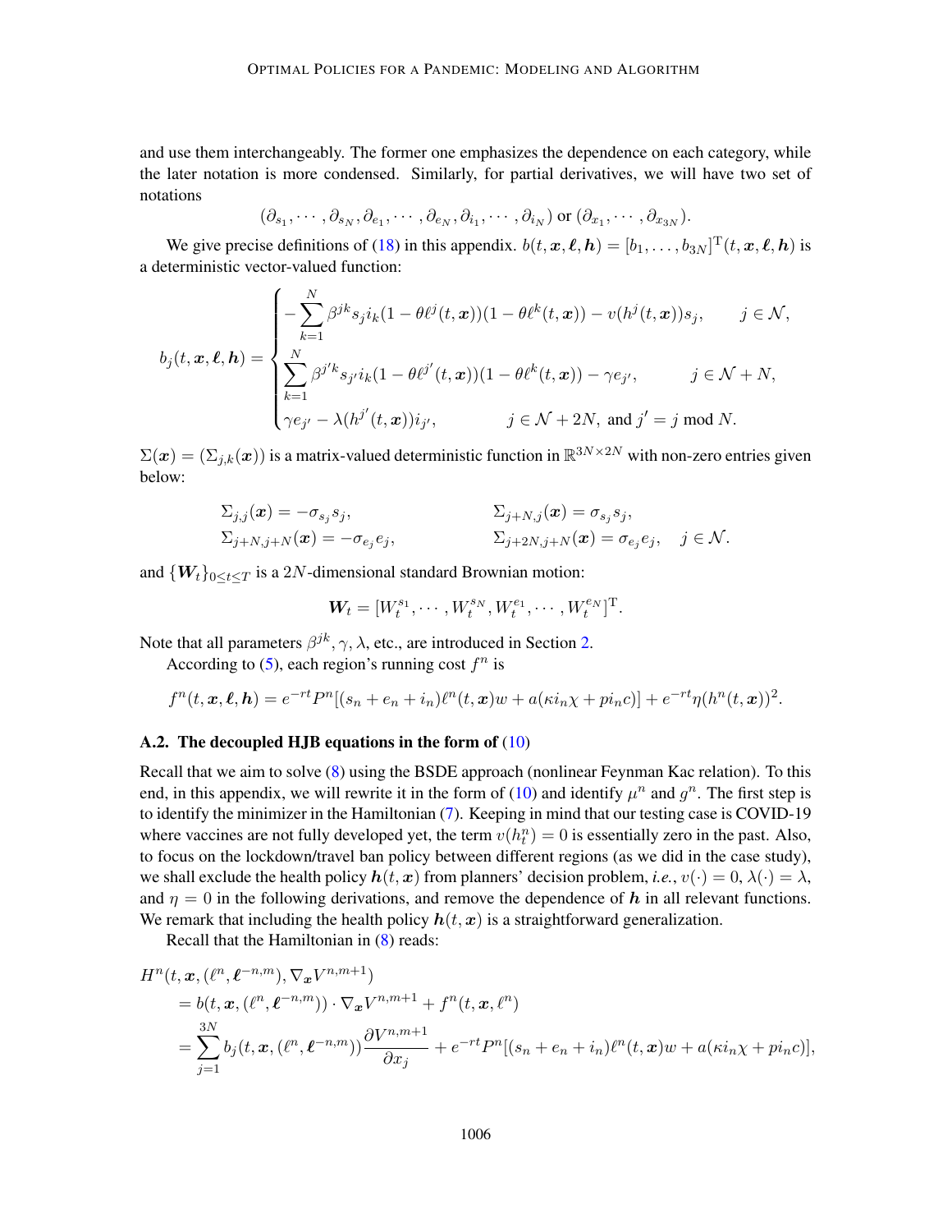and use them interchangeably. The former one emphasizes the dependence on each category, while the later notation is more condensed. Similarly, for partial derivatives, we will have two set of notations

$$(\partial_{s_1}, \cdots, \partial_{s_N}, \partial_{e_1}, \cdots, \partial_{e_N}, \partial_{i_1}, \cdots, \partial_{i_N}) \text{ or } (\partial_{x_1}, \cdots, \partial_{x_{3N}}).$$

We give precise definitions of (18) in this appendix. $b(t, \boldsymbol{x}, \boldsymbol{\ell}, \boldsymbol{h}) = [b_1, \ldots, b_{3N}]^{\mathrm{T}}(t, \boldsymbol{x}, \boldsymbol{\ell}, \boldsymbol{h})$ is a deterministic vector-valued function:

$$b_j(t, \boldsymbol{x}, \boldsymbol{\ell}, \boldsymbol{h}) = \begin{cases} -\sum_{k=1}^{N} \beta^{jk} s_j i_k (1 - \theta \ell^j(t, \boldsymbol{x}))(1 - \theta \ell^k(t, \boldsymbol{x})) - v(h^j(t, \boldsymbol{x})) s_j, & j \in \mathcal{N}, \\ \sum_{k=1}^{N} \beta^{j'k} s_{j'} i_k (1 - \theta \ell^{j'}(t, \boldsymbol{x}))(1 - \theta \ell^k(t, \boldsymbol{x})) - \gamma e_{j'}, & j \in \mathcal{N} + N, \\ \gamma e_{j'} - \lambda(h^{j'}(t, \boldsymbol{x})) i_{j'}, & j \in \mathcal{N} + 2N, \text{ and } j' = j \bmod N. \end{cases}$$

$\Sigma(\boldsymbol{x}) = (\Sigma_{j,k}(\boldsymbol{x}))$ is a matrix-valued deterministic function in $\mathbb{R}^{3N \times 2N}$ with non-zero entries given below:

$$\begin{aligned} &\Sigma_{j,j}(\boldsymbol{x}) = -\sigma_{s_j} s_j, && \Sigma_{j+N,j}(\boldsymbol{x}) = \sigma_{s_j} s_j, \\ &\Sigma_{j+N,j+N}(\boldsymbol{x}) = -\sigma_{e_j} e_j, && \Sigma_{j+2N,j+N}(\boldsymbol{x}) = \sigma_{e_j} e_j, \quad j \in \mathcal{N}. \end{aligned}$$

and $\{\boldsymbol{W}_t\}_{0 \le t \le T}$ is a $2N$-dimensional standard Brownian motion:

$$\boldsymbol{W}_t = [W_t^{s_1}, \cdots, W_t^{s_N}, W_t^{e_1}, \cdots, W_t^{e_N}]^{\mathrm{T}}.$$

Note that all parameters $\beta^{jk}, \gamma, \lambda$, etc., are introduced in Section 2.

According to (5), each region's running cost $f^n$ is

$$f^n(t, \boldsymbol{x}, \boldsymbol{\ell}, \boldsymbol{h}) = e^{-rt} P^n [(s_n + e_n + i_n) \ell^n(t, \boldsymbol{x}) w + a(\kappa i_n \chi + p i_n c)] + e^{-rt} \eta (h^n(t, \boldsymbol{x}))^2.$$

### A.2. The decoupled HJB equations in the form of (10)

Recall that we aim to solve (8) using the BSDE approach (nonlinear Feynman Kac relation). To this end, in this appendix, we will rewrite it in the form of (10) and identify $\mu^n$ and $g^n$. The first step is to identify the minimizer in the Hamiltonian (7). Keeping in mind that our testing case is COVID-19 where vaccines are not fully developed yet, the term $v(h_t^n) = 0$ is essentially zero in the past. Also, to focus on the lockdown/travel ban policy between different regions (as we did in the case study), we shall exclude the health policy $\boldsymbol{h}(t, \boldsymbol{x})$ from planners' decision problem, *i.e.*, $v(\cdot) = 0$, $\lambda(\cdot) = \lambda$, and $\eta = 0$ in the following derivations, and remove the dependence of $\boldsymbol{h}$ in all relevant functions. We remark that including the health policy $\boldsymbol{h}(t, \boldsymbol{x})$ is a straightforward generalization.

Recall that the Hamiltonian in (8) reads:

$$\begin{aligned} &H^n(t, \boldsymbol{x}, (\ell^n, \boldsymbol{\ell}^{-n,m}), \nabla_{\boldsymbol{x}} V^{n,m+1}) \\ &\quad = b(t, \boldsymbol{x}, (\ell^n, \boldsymbol{\ell}^{-n,m})) \cdot \nabla_{\boldsymbol{x}} V^{n,m+1} + f^n(t, \boldsymbol{x}, \ell^n) \\ &\quad = \sum_{j=1}^{3N} b_j(t, \boldsymbol{x}, (\ell^n, \boldsymbol{\ell}^{-n,m})) \frac{\partial V^{n,m+1}}{\partial x_j} + e^{-rt} P^n [(s_n + e_n + i_n) \ell^n(t, \boldsymbol{x}) w + a(\kappa i_n \chi + p i_n c)], \end{aligned}$$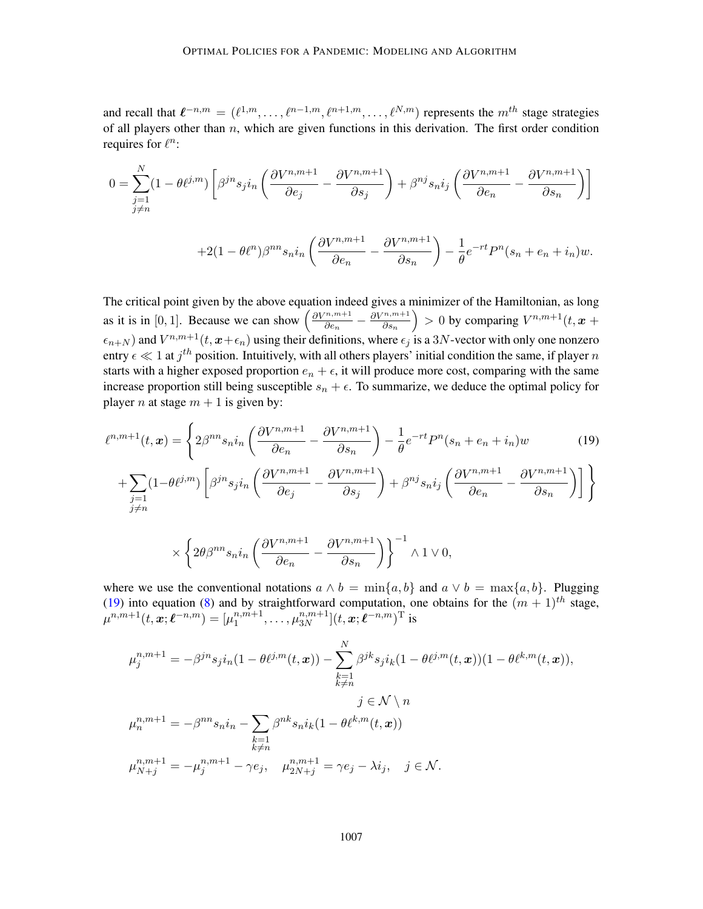and recall that $\boldsymbol{\ell}^{-n,m} = (\ell^{1,m}, \ldots, \ell^{n-1,m}, \ell^{n+1,m}, \ldots, \ell^{N,m})$ represents the $m^{th}$ stage strategies of all players other than $n$, which are given functions in this derivation. The first order condition requires for $\ell^n$:

$$
0 = \sum_{\substack{j=1 \\ j\neq n}}^{N} (1-\theta\ell^{j,m}) \left[ \beta^{jn} s_j i_n \left( \frac{\partial V^{n,m+1}}{\partial e_j} - \frac{\partial V^{n,m+1}}{\partial s_j} \right) + \beta^{nj} s_n i_j \left( \frac{\partial V^{n,m+1}}{\partial e_n} - \frac{\partial V^{n,m+1}}{\partial s_n} \right) \right]
$$

$$
+ 2(1-\theta\ell^n)\beta^{nn} s_n i_n \left( \frac{\partial V^{n,m+1}}{\partial e_n} - \frac{\partial V^{n,m+1}}{\partial s_n} \right) - \frac{1}{\theta} e^{-rt} P^n (s_n + e_n + i_n) w.
$$

The critical point given by the above equation indeed gives a minimizer of the Hamiltonian, as long as it is in $[0,1]$. Because we can show $\left( \frac{\partial V^{n,m+1}}{\partial e_n} - \frac{\partial V^{n,m+1}}{\partial s_n} \right) > 0$ by comparing $V^{n,m+1}(t, \boldsymbol{x} + \epsilon_{n+N})$ and $V^{n,m+1}(t, \boldsymbol{x} + \epsilon_n)$ using their definitions, where $\epsilon_j$ is a $3N$-vector with only one nonzero entry $\epsilon \ll 1$ at $j^{th}$ position. Intuitively, with all others players' initial condition the same, if player $n$ starts with a higher exposed proportion $e_n + \epsilon$, it will produce more cost, comparing with the same increase proportion still being susceptible $s_n + \epsilon$. To summarize, we deduce the optimal policy for player $n$ at stage $m+1$ is given by:

$$
\begin{aligned}
\ell^{n,m+1}(t, \boldsymbol{x}) = \Bigg\{ & 2\beta^{nn} s_n i_n \left( \frac{\partial V^{n,m+1}}{\partial e_n} - \frac{\partial V^{n,m+1}}{\partial s_n} \right) - \frac{1}{\theta} e^{-rt} P^n (s_n + e_n + i_n) w \\
& + \sum_{\substack{j=1 \\ j\neq n}}^{N} (1-\theta\ell^{j,m}) \left[ \beta^{jn} s_j i_n \left( \frac{\partial V^{n,m+1}}{\partial e_j} - \frac{\partial V^{n,m+1}}{\partial s_j} \right) + \beta^{nj} s_n i_j \left( \frac{\partial V^{n,m+1}}{\partial e_n} - \frac{\partial V^{n,m+1}}{\partial s_n} \right) \right] \Bigg\} \\
& \times \left\{ 2\theta\beta^{nn} s_n i_n \left( \frac{\partial V^{n,m+1}}{\partial e_n} - \frac{\partial V^{n,m+1}}{\partial s_n} \right) \right\}^{-1} \wedge 1 \vee 0,
\end{aligned}
\tag{19}
$$

where we use the conventional notations $a \wedge b = \min\{a, b\}$ and $a \vee b = \max\{a, b\}$. Plugging (19) into equation (8) and by straightforward computation, one obtains for the $(m+1)^{th}$ stage, $\mu^{n,m+1}(t, \boldsymbol{x}; \boldsymbol{\ell}^{-n,m}) = [\mu_1^{n,m+1}, \ldots, \mu_{3N}^{n,m+1}](t, \boldsymbol{x}; \boldsymbol{\ell}^{-n,m})^{\mathrm{T}}$ is

$$
\mu_j^{n,m+1} = -\beta^{jn} s_j i_n (1-\theta\ell^{j,m}(t,\boldsymbol{x})) - \sum_{\substack{k=1 \\ k\neq n}}^{N} \beta^{jk} s_j i_k (1-\theta\ell^{j,m}(t,\boldsymbol{x}))(1-\theta\ell^{k,m}(t,\boldsymbol{x})),
$$

$$
j \in \mathcal{N} \setminus n
$$

$$
\mu_n^{n,m+1} = -\beta^{nn} s_n i_n - \sum_{\substack{k=1 \\ k\neq n}} \beta^{nk} s_n i_k (1-\theta\ell^{k,m}(t,\boldsymbol{x}))
$$

$$
\mu_{N+j}^{n,m+1} = -\mu_j^{n,m+1} - \gamma e_j, \quad \mu_{2N+j}^{n,m+1} = \gamma e_j - \lambda i_j, \quad j \in \mathcal{N}.
$$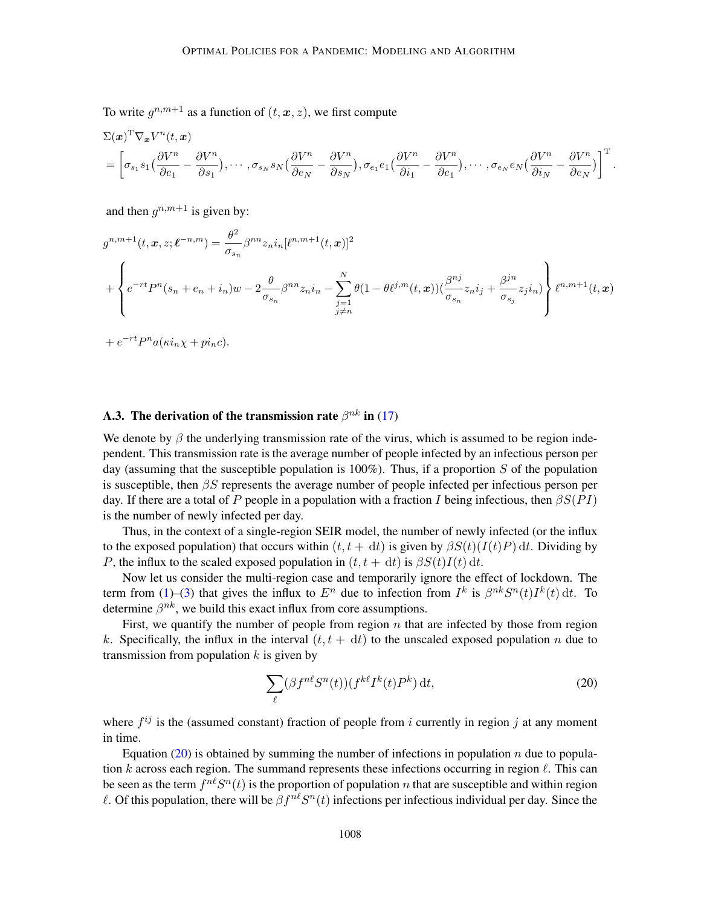To write $g^{n,m+1}$ as a function of $(t, \boldsymbol{x}, z)$, we first compute

$$
\begin{aligned}
&\Sigma(\boldsymbol{x})^{\mathrm{T}} \nabla_{\boldsymbol{x}} V^n(t, \boldsymbol{x}) \\
&= \left[ \sigma_{s_1} s_1 \big( \frac{\partial V^n}{\partial e_1} - \frac{\partial V^n}{\partial s_1} \big), \cdots, \sigma_{s_N} s_N \big( \frac{\partial V^n}{\partial e_N} - \frac{\partial V^n}{\partial s_N} \big), \sigma_{e_1} e_1 \big( \frac{\partial V^n}{\partial i_1} - \frac{\partial V^n}{\partial e_1} \big), \cdots, \sigma_{e_N} e_N \big( \frac{\partial V^n}{\partial i_N} - \frac{\partial V^n}{\partial e_N} \big) \right]^{\mathrm{T}}.
\end{aligned}
$$

and then $g^{n,m+1}$ is given by:

$$
\begin{aligned}
g^{n,m+1}(t, \boldsymbol{x}, z; \boldsymbol{\ell}^{-n,m}) &= \frac{\theta^2}{\sigma_{s_n}} \beta^{nn} z_n i_n [\ell^{n,m+1}(t, \boldsymbol{x})]^2 \\
&+ \left\{ e^{-rt} P^n (s_n + e_n + i_n) w - 2 \frac{\theta}{\sigma_{s_n}} \beta^{nn} z_n i_n - \sum_{\substack{j=1 \\ j \neq n}}^{N} \theta (1 - \theta \ell^{j,m}(t, \boldsymbol{x})) \big( \frac{\beta^{nj}}{\sigma_{s_n}} z_n i_j + \frac{\beta^{jn}}{\sigma_{s_j}} z_j i_n \big) \right\} \ell^{n,m+1}(t, \boldsymbol{x}) \\
&+ e^{-rt} P^n a (\kappa i_n \chi + p i_n c).
\end{aligned}
$$

### A.3. The derivation of the transmission rate $\beta^{nk}$ in (17)

We denote by $\beta$ the underlying transmission rate of the virus, which is assumed to be region independent. This transmission rate is the average number of people infected by an infectious person per day (assuming that the susceptible population is 100%). Thus, if a proportion $S$ of the population is susceptible, then $\beta S$ represents the average number of people infected per infectious person per day. If there are a total of $P$ people in a population with a fraction $I$ being infectious, then $\beta S(PI)$ is the number of newly infected per day.

Thus, in the context of a single-region SEIR model, the number of newly infected (or the influx to the exposed population) that occurs within $(t, t + \,\mathrm{d}t)$ is given by $\beta S(t)(I(t)P) \,\mathrm{d}t$. Dividing by $P$, the influx to the scaled exposed population in $(t, t + \,\mathrm{d}t)$ is $\beta S(t) I(t) \,\mathrm{d}t$.

Now let us consider the multi-region case and temporarily ignore the effect of lockdown. The term from (1)–(3) that gives the influx to $E^n$ due to infection from $I^k$ is $\beta^{nk} S^n(t) I^k(t) \,\mathrm{d}t$. To determine $\beta^{nk}$, we build this exact influx from core assumptions.

First, we quantify the number of people from region $n$ that are infected by those from region $k$. Specifically, the influx in the interval $(t, t + \,\mathrm{d}t)$ to the unscaled exposed population $n$ due to transmission from population $k$ is given by

$$
\sum_{\ell} (\beta f^{n\ell} S^n(t))(f^{k\ell} I^k(t) P^k) \,\mathrm{d}t, \tag{20}
$$

where $f^{ij}$ is the (assumed constant) fraction of people from $i$ currently in region $j$ at any moment in time.

Equation (20) is obtained by summing the number of infections in population $n$ due to population $k$ across each region. The summand represents these infections occurring in region $\ell$. This can be seen as the term $f^{n\ell} S^n(t)$ is the proportion of population $n$ that are susceptible and within region $\ell$. Of this population, there will be $\beta f^{n\ell} S^n(t)$ infections per infectious individual per day. Since the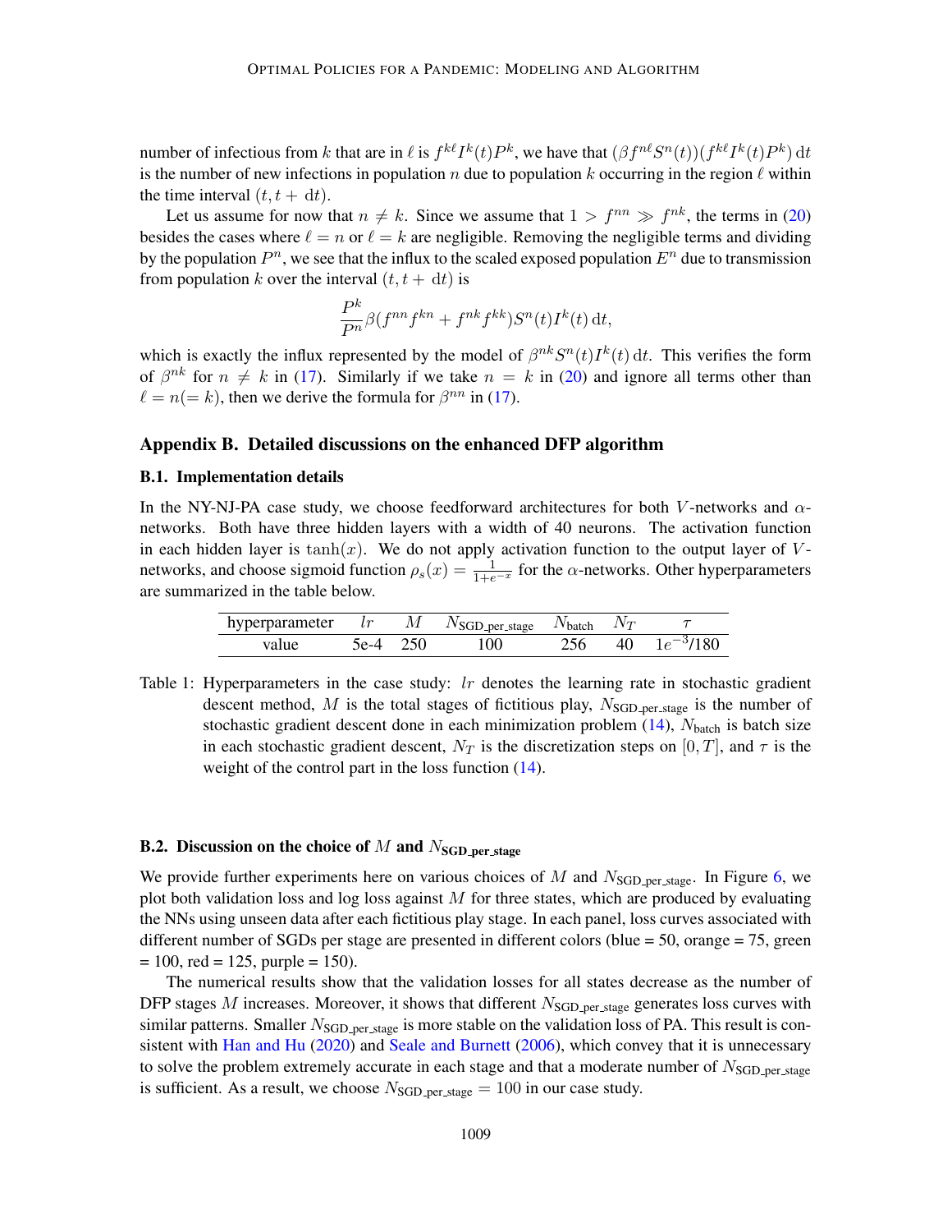number of infectious from $k$ that are in $\ell$ is $f^{k\ell}I^k(t)P^k$, we have that $(\beta f^{n\ell}S^n(t))(f^{k\ell}I^k(t)P^k)\,\mathrm{d}t$ is the number of new infections in population $n$ due to population $k$ occurring in the region $\ell$ within the time interval $(t, t+\mathrm{d}t)$.

Let us assume for now that $n \neq k$. Since we assume that $1 > f^{nn} \gg f^{nk}$, the terms in (20) besides the cases where $\ell = n$ or $\ell = k$ are negligible. Removing the negligible terms and dividing by the population $P^n$, we see that the influx to the scaled exposed population $E^n$ due to transmission from population $k$ over the interval $(t, t+\mathrm{d}t)$ is

$$\frac{P^k}{P^n}\beta(f^{nn}f^{kn} + f^{nk}f^{kk})S^n(t)I^k(t)\,\mathrm{d}t,$$

which is exactly the influx represented by the model of $\beta^{nk}S^n(t)I^k(t)\,\mathrm{d}t$. This verifies the form of $\beta^{nk}$ for $n \neq k$ in (17). Similarly if we take $n = k$ in (20) and ignore all terms other than $\ell = n (= k)$, then we derive the formula for $\beta^{nn}$ in (17).

## Appendix B. Detailed discussions on the enhanced DFP algorithm

### B.1. Implementation details

In the NY-NJ-PA case study, we choose feedforward architectures for both $V$-networks and $\alpha$-networks. Both have three hidden layers with a width of 40 neurons. The activation function in each hidden layer is $\tanh(x)$. We do not apply activation function to the output layer of $V$-networks, and choose sigmoid function $\rho_s(x) = \frac{1}{1+e^{-x}}$ for the $\alpha$-networks. Other hyperparameters are summarized in the table below.

| hyperparameter | $lr$ | $M$ | $N_{\text{SGD\_per\_stage}}$ | $N_{\text{batch}}$ | $N_T$ | $\tau$ |
|---|---|---|---|---|---|---|
| value | 5e-4 | 250 | 100 | 256 | 40 | $1e^{-3}$/180 |

Table 1: Hyperparameters in the case study: $lr$ denotes the learning rate in stochastic gradient descent method, $M$ is the total stages of fictitious play, $N_{\text{SGD\_per\_stage}}$ is the number of stochastic gradient descent done in each minimization problem (14), $N_{\text{batch}}$ is batch size in each stochastic gradient descent, $N_T$ is the discretization steps on $[0, T]$, and $\tau$ is the weight of the control part in the loss function (14).

### B.2. Discussion on the choice of $M$ and $N_{\text{SGD\_per\_stage}}$

We provide further experiments here on various choices of $M$ and $N_{\text{SGD\_per\_stage}}$. In Figure 6, we plot both validation loss and log loss against $M$ for three states, which are produced by evaluating the NNs using unseen data after each fictitious play stage. In each panel, loss curves associated with different number of SGDs per stage are presented in different colors (blue = 50, orange = 75, green = 100, red = 125, purple = 150).

The numerical results show that the validation losses for all states decrease as the number of DFP stages $M$ increases. Moreover, it shows that different $N_{\text{SGD\_per\_stage}}$ generates loss curves with similar patterns. Smaller $N_{\text{SGD\_per\_stage}}$ is more stable on the validation loss of PA. This result is consistent with Han and Hu (2020) and Seale and Burnett (2006), which convey that it is unnecessary to solve the problem extremely accurate in each stage and that a moderate number of $N_{\text{SGD\_per\_stage}}$ is sufficient. As a result, we choose $N_{\text{SGD\_per\_stage}} = 100$ in our case study.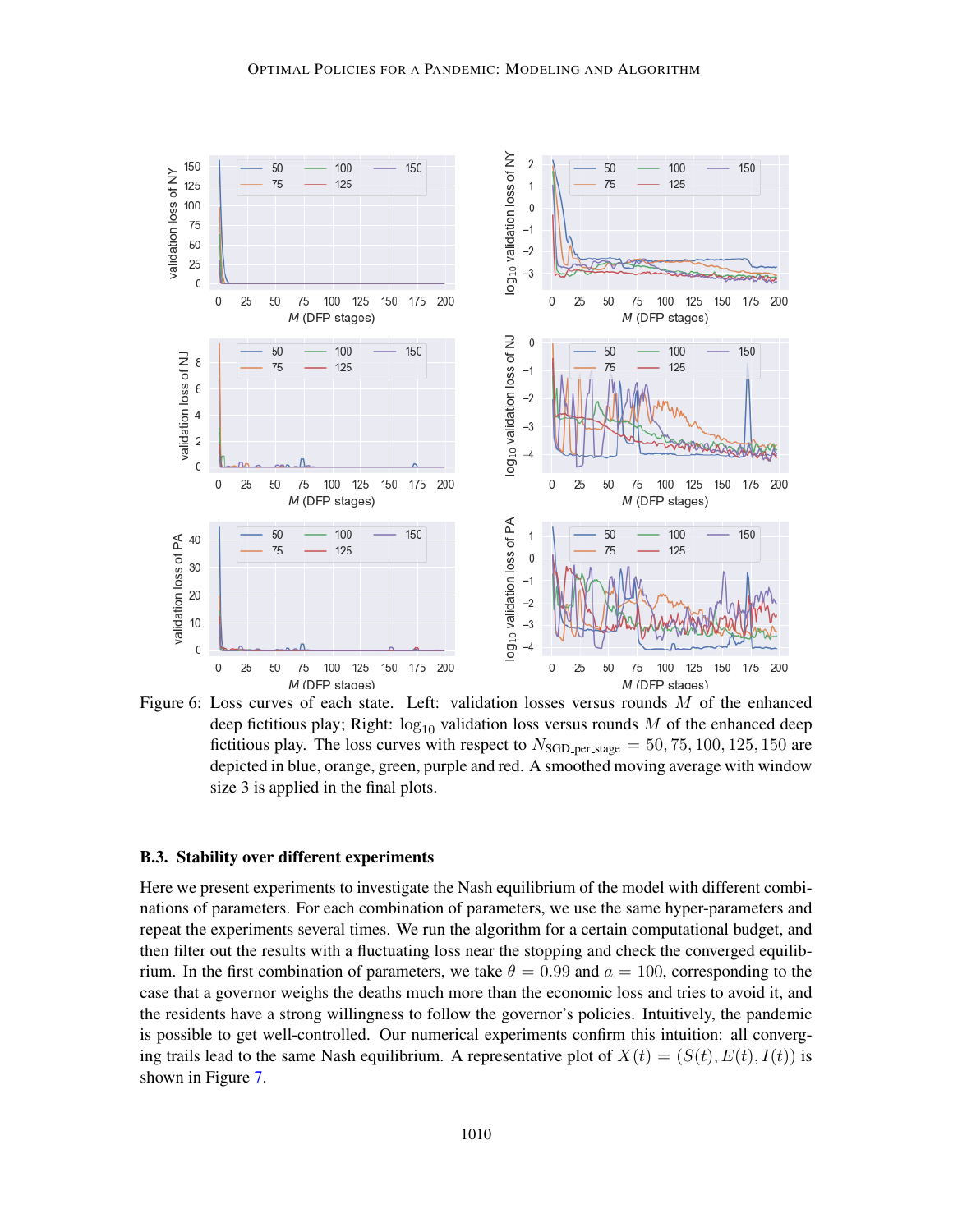Figure 6: Loss curves of each state. Left: validation losses versus rounds $M$ of the enhanced deep fictitious play; Right: $\log_{10}$ validation loss versus rounds $M$ of the enhanced deep fictitious play. The loss curves with respect to $N_{\text{SGD\_per\_stage}} = 50, 75, 100, 125, 150$ are depicted in blue, orange, green, purple and red. A smoothed moving average with window size 3 is applied in the final plots.

### B.3. Stability over different experiments

Here we present experiments to investigate the Nash equilibrium of the model with different combinations of parameters. For each combination of parameters, we use the same hyper-parameters and repeat the experiments several times. We run the algorithm for a certain computational budget, and then filter out the results with a fluctuating loss near the stopping and check the converged equilibrium. In the first combination of parameters, we take $\theta = 0.99$ and $a = 100$, corresponding to the case that a governor weighs the deaths much more than the economic loss and tries to avoid it, and the residents have a strong willingness to follow the governor's policies. Intuitively, the pandemic is possible to get well-controlled. Our numerical experiments confirm this intuition: all converging trails lead to the same Nash equilibrium. A representative plot of $X(t) = (S(t), E(t), I(t))$ is shown in Figure 7.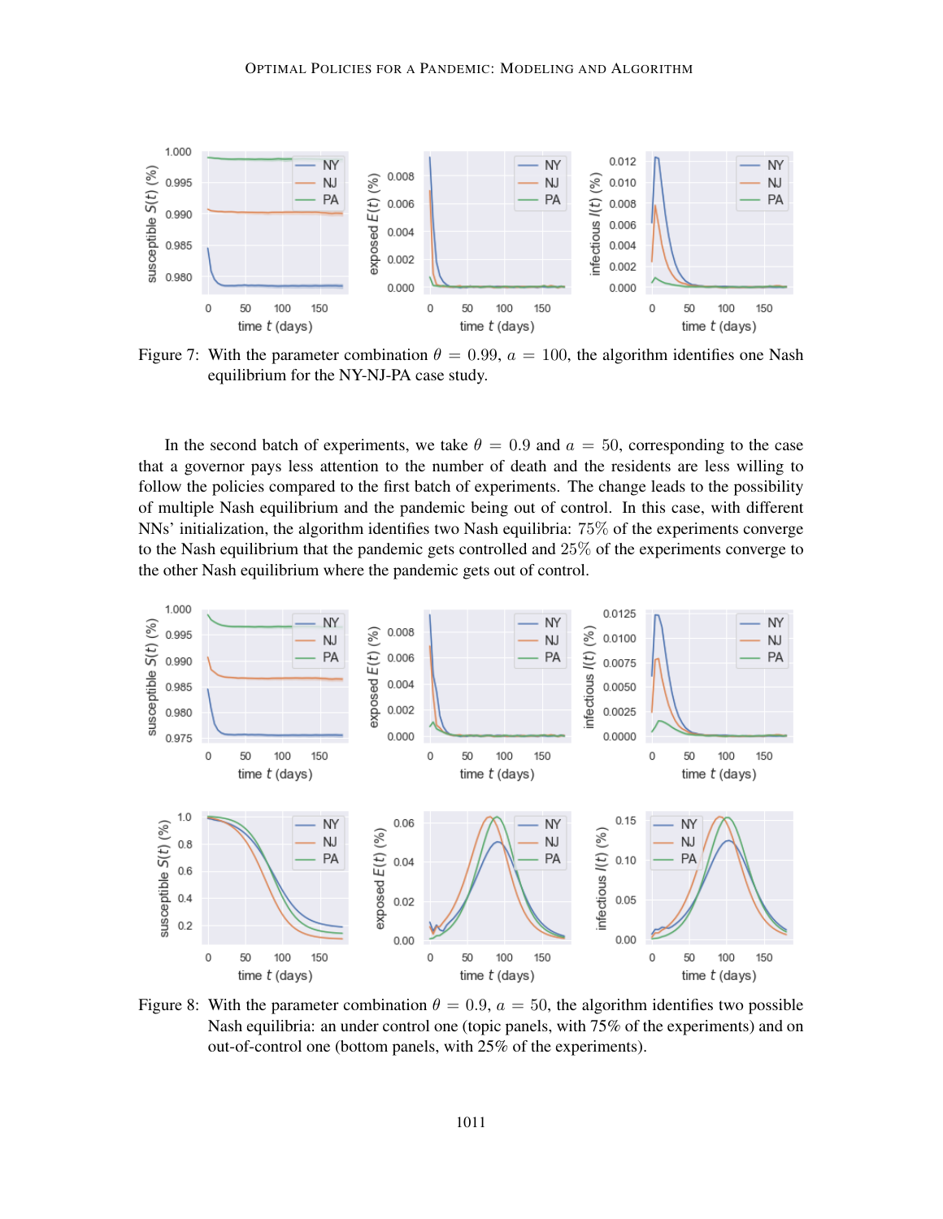Figure 7: With the parameter combination $\theta = 0.99$, $a = 100$, the algorithm identifies one Nash equilibrium for the NY-NJ-PA case study.

In the second batch of experiments, we take $\theta = 0.9$ and $a = 50$, corresponding to the case that a governor pays less attention to the number of death and the residents are less willing to follow the policies compared to the first batch of experiments. The change leads to the possibility of multiple Nash equilibrium and the pandemic being out of control. In this case, with different NNs' initialization, the algorithm identifies two Nash equilibria: 75% of the experiments converge to the Nash equilibrium that the pandemic gets controlled and 25% of the experiments converge to the other Nash equilibrium where the pandemic gets out of control.

Figure 8: With the parameter combination $\theta = 0.9$, $a = 50$, the algorithm identifies two possible Nash equilibria: an under control one (topic panels, with 75% of the experiments) and on out-of-control one (bottom panels, with 25% of the experiments).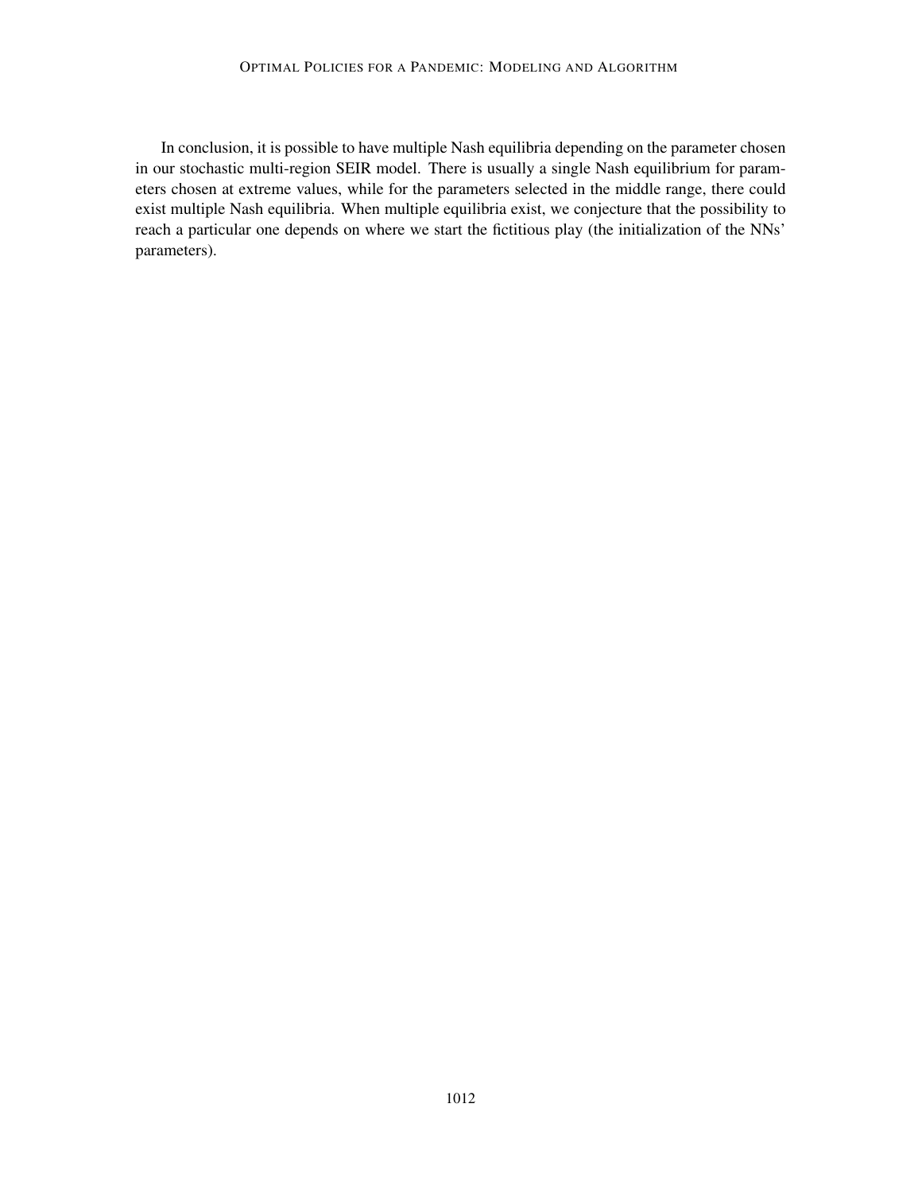In conclusion, it is possible to have multiple Nash equilibria depending on the parameter chosen in our stochastic multi-region SEIR model. There is usually a single Nash equilibrium for parameters chosen at extreme values, while for the parameters selected in the middle range, there could exist multiple Nash equilibria. When multiple equilibria exist, we conjecture that the possibility to reach a particular one depends on where we start the fictitious play (the initialization of the NNs' parameters).